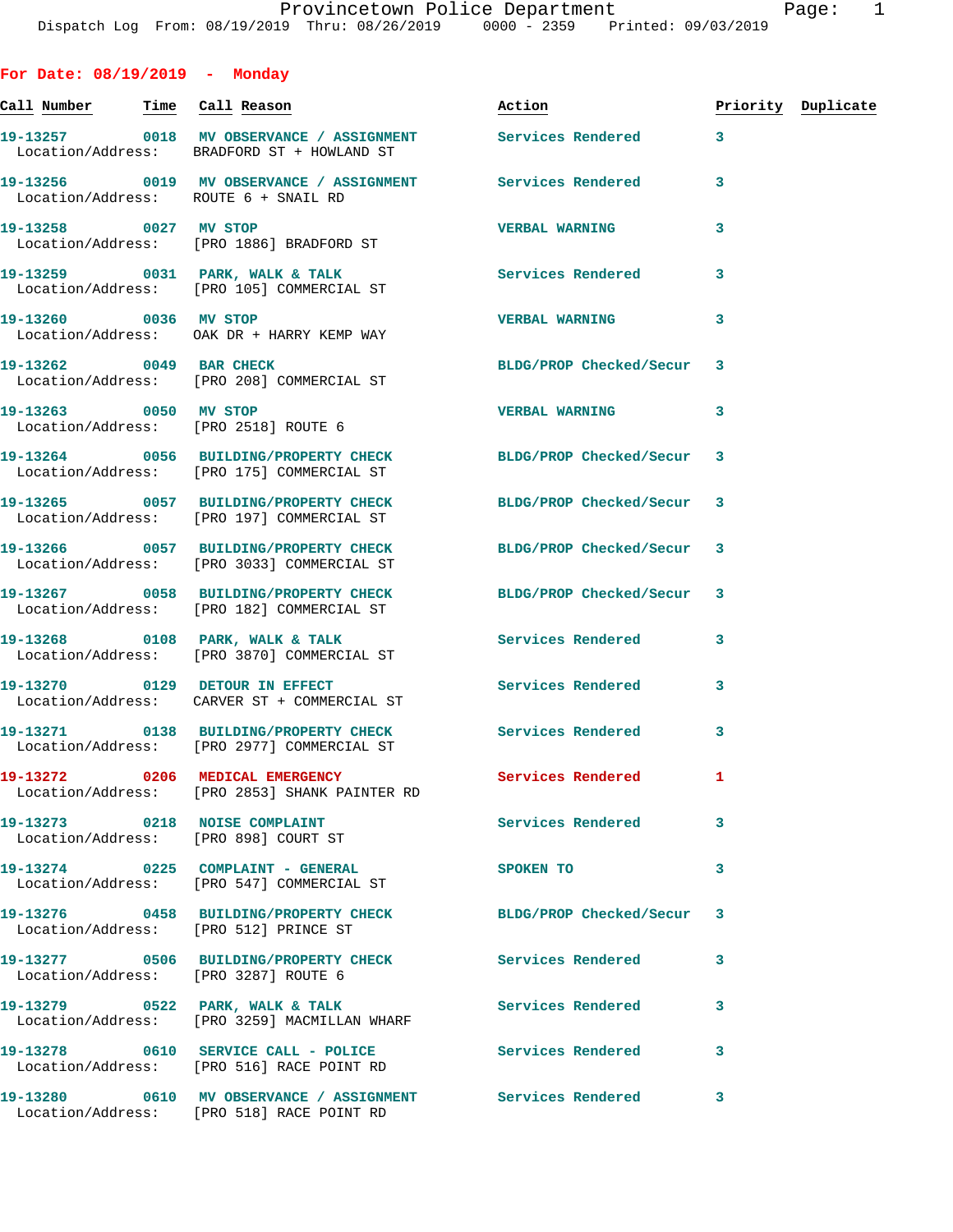Provincetown Police Department
Dispatch Log From: 08/19/2019 Thru: 08/26/2019 0000 - 2359 Printed: 09/03/2019

## For Date: 08/19/2019 - Monday

| Call Number | Time | Call Reason | Action | Priority | Duplicate |
|---|---|---|---|---|---|
| 19-13257 | 0018 | MV OBSERVANCE / ASSIGNMENT | Services Rendered | 3 | |
| Location/Address: | | BRADFORD ST + HOWLAND ST | | | |
| 19-13256 | 0019 | MV OBSERVANCE / ASSIGNMENT | Services Rendered | 3 | |
| Location/Address: | | ROUTE 6 + SNAIL RD | | | |
| 19-13258 | 0027 | MV STOP | VERBAL WARNING | 3 | |
| Location/Address: | | [PRO 1886] BRADFORD ST | | | |
| 19-13259 | 0031 | PARK, WALK & TALK | Services Rendered | 3 | |
| Location/Address: | | [PRO 105] COMMERCIAL ST | | | |
| 19-13260 | 0036 | MV STOP | VERBAL WARNING | 3 | |
| Location/Address: | | OAK DR + HARRY KEMP WAY | | | |
| 19-13262 | 0049 | BAR CHECK | BLDG/PROP Checked/Secur | 3 | |
| Location/Address: | | [PRO 208] COMMERCIAL ST | | | |
| 19-13263 | 0050 | MV STOP | VERBAL WARNING | 3 | |
| Location/Address: | | [PRO 2518] ROUTE 6 | | | |
| 19-13264 | 0056 | BUILDING/PROPERTY CHECK | BLDG/PROP Checked/Secur | 3 | |
| Location/Address: | | [PRO 175] COMMERCIAL ST | | | |
| 19-13265 | 0057 | BUILDING/PROPERTY CHECK | BLDG/PROP Checked/Secur | 3 | |
| Location/Address: | | [PRO 197] COMMERCIAL ST | | | |
| 19-13266 | 0057 | BUILDING/PROPERTY CHECK | BLDG/PROP Checked/Secur | 3 | |
| Location/Address: | | [PRO 3033] COMMERCIAL ST | | | |
| 19-13267 | 0058 | BUILDING/PROPERTY CHECK | BLDG/PROP Checked/Secur | 3 | |
| Location/Address: | | [PRO 182] COMMERCIAL ST | | | |
| 19-13268 | 0108 | PARK, WALK & TALK | Services Rendered | 3 | |
| Location/Address: | | [PRO 3870] COMMERCIAL ST | | | |
| 19-13270 | 0129 | DETOUR IN EFFECT | Services Rendered | 3 | |
| Location/Address: | | CARVER ST + COMMERCIAL ST | | | |
| 19-13271 | 0138 | BUILDING/PROPERTY CHECK | Services Rendered | 3 | |
| Location/Address: | | [PRO 2977] COMMERCIAL ST | | | |
| 19-13272 | 0206 | MEDICAL EMERGENCY | Services Rendered | 1 | |
| Location/Address: | | [PRO 2853] SHANK PAINTER RD | | | |
| 19-13273 | 0218 | NOISE COMPLAINT | Services Rendered | 3 | |
| Location/Address: | | [PRO 898] COURT ST | | | |
| 19-13274 | 0225 | COMPLAINT - GENERAL | SPOKEN TO | 3 | |
| Location/Address: | | [PRO 547] COMMERCIAL ST | | | |
| 19-13276 | 0458 | BUILDING/PROPERTY CHECK | BLDG/PROP Checked/Secur | 3 | |
| Location/Address: | | [PRO 512] PRINCE ST | | | |
| 19-13277 | 0506 | BUILDING/PROPERTY CHECK | Services Rendered | 3 | |
| Location/Address: | | [PRO 3287] ROUTE 6 | | | |
| 19-13279 | 0522 | PARK, WALK & TALK | Services Rendered | 3 | |
| Location/Address: | | [PRO 3259] MACMILLAN WHARF | | | |
| 19-13278 | 0610 | SERVICE CALL - POLICE | Services Rendered | 3 | |
| Location/Address: | | [PRO 516] RACE POINT RD | | | |
| 19-13280 | 0610 | MV OBSERVANCE / ASSIGNMENT | Services Rendered | 3 | |
| Location/Address: | | [PRO 518] RACE POINT RD | | | |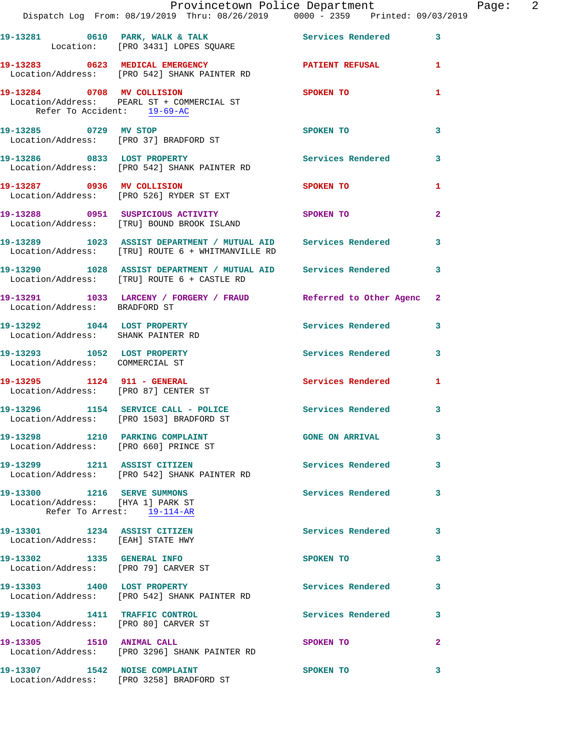19-13281 0610 PARK, WALK & TALK Services Rendered 3
Location: [PRO 3431] LOPES SQUARE

19-13283 0623 MEDICAL EMERGENCY PATIENT REFUSAL 1
Location/Address: [PRO 542] SHANK PAINTER RD

19-13284 0708 MV COLLISION SPOKEN TO 1
Location/Address: PEARL ST + COMMERCIAL ST
Refer To Accident: 19-69-AC

19-13285 0729 MV STOP SPOKEN TO 3
Location/Address: [PRO 37] BRADFORD ST

19-13286 0833 LOST PROPERTY Services Rendered 3
Location/Address: [PRO 542] SHANK PAINTER RD

19-13287 0936 MV COLLISION SPOKEN TO 1
Location/Address: [PRO 526] RYDER ST EXT

19-13288 0951 SUSPICIOUS ACTIVITY SPOKEN TO 2
Location/Address: [TRU] BOUND BROOK ISLAND

19-13289 1023 ASSIST DEPARTMENT / MUTUAL AID Services Rendered 3
Location/Address: [TRU] ROUTE 6 + WHITMANVILLE RD

19-13290 1028 ASSIST DEPARTMENT / MUTUAL AID Services Rendered 3
Location/Address: [TRU] ROUTE 6 + CASTLE RD

19-13291 1033 LARCENY / FORGERY / FRAUD Referred to Other Agenc 2
Location/Address: BRADFORD ST

19-13292 1044 LOST PROPERTY Services Rendered 3
Location/Address: SHANK PAINTER RD

19-13293 1052 LOST PROPERTY Services Rendered 3
Location/Address: COMMERCIAL ST

19-13295 1124 911 - GENERAL Services Rendered 1
Location/Address: [PRO 87] CENTER ST

19-13296 1154 SERVICE CALL - POLICE Services Rendered 3
Location/Address: [PRO 1503] BRADFORD ST

19-13298 1210 PARKING COMPLAINT GONE ON ARRIVAL 3
Location/Address: [PRO 660] PRINCE ST

19-13299 1211 ASSIST CITIZEN Services Rendered 3
Location/Address: [PRO 542] SHANK PAINTER RD

19-13300 1216 SERVE SUMMONS Services Rendered 3
Location/Address: [HYA 1] PARK ST
Refer To Arrest: 19-114-AR

19-13301 1234 ASSIST CITIZEN Services Rendered 3
Location/Address: [EAH] STATE HWY

19-13302 1335 GENERAL INFO SPOKEN TO 3
Location/Address: [PRO 79] CARVER ST

19-13303 1400 LOST PROPERTY Services Rendered 3
Location/Address: [PRO 542] SHANK PAINTER RD

19-13304 1411 TRAFFIC CONTROL Services Rendered 3
Location/Address: [PRO 80] CARVER ST

19-13305 1510 ANIMAL CALL SPOKEN TO 2
Location/Address: [PRO 3296] SHANK PAINTER RD

19-13307 1542 NOISE COMPLAINT SPOKEN TO 3
Location/Address: [PRO 3258] BRADFORD ST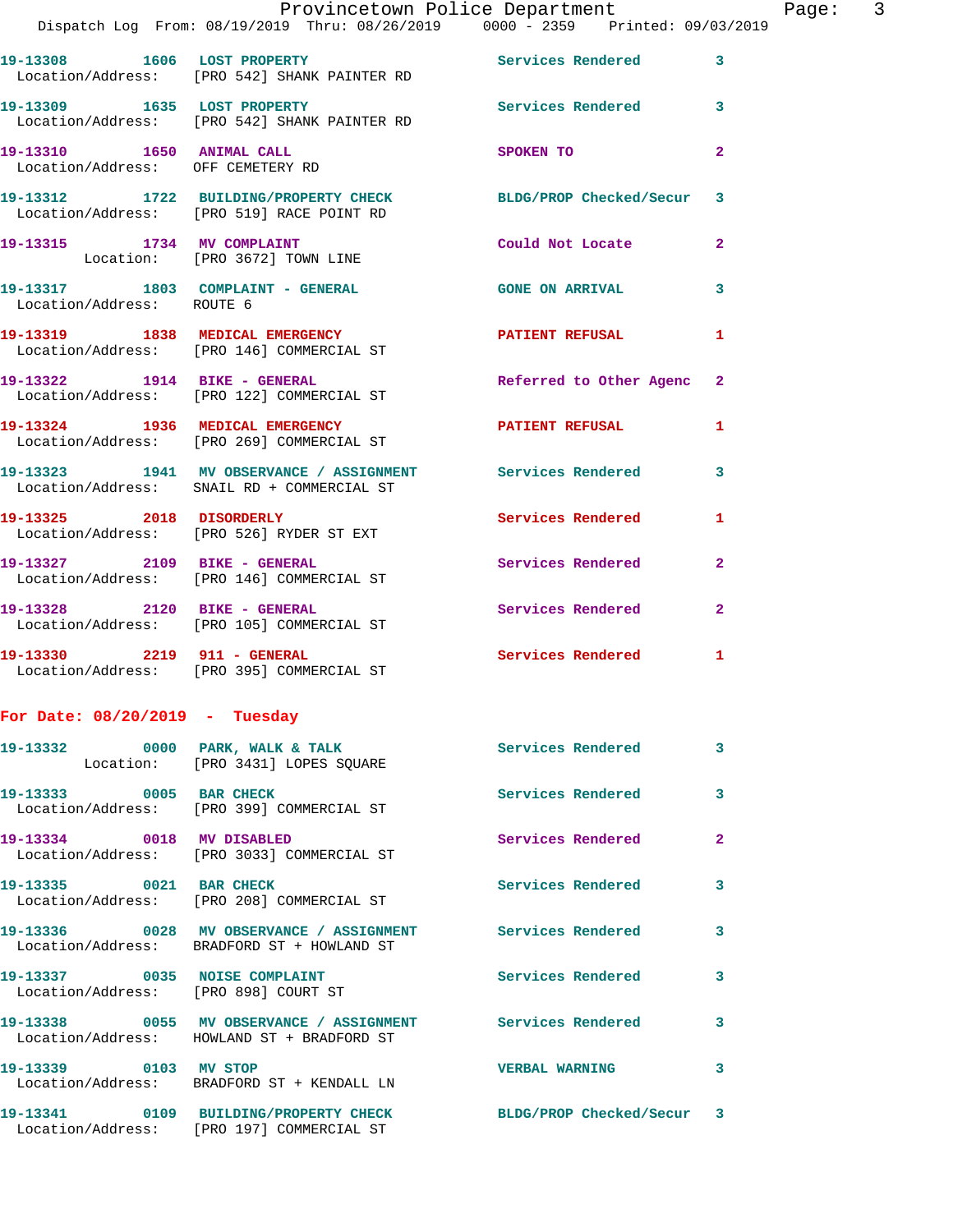| Call Number | Time | Call Reason | Action | Priority |
|---|---|---|---|---|
| 19-13308 | 1606 | LOST PROPERTY | Services Rendered | 3 |
| Location/Address: | | [PRO 542] SHANK PAINTER RD | | |
| 19-13309 | 1635 | LOST PROPERTY | Services Rendered | 3 |
| Location/Address: | | [PRO 542] SHANK PAINTER RD | | |
| 19-13310 | 1650 | ANIMAL CALL | SPOKEN TO | 2 |
| Location/Address: | | OFF CEMETERY RD | | |
| 19-13312 | 1722 | BUILDING/PROPERTY CHECK | BLDG/PROP Checked/Secur | 3 |
| Location/Address: | | [PRO 519] RACE POINT RD | | |
| 19-13315 | 1734 | MV COMPLAINT | Could Not Locate | 2 |
| Location: | | [PRO 3672] TOWN LINE | | |
| 19-13317 | 1803 | COMPLAINT - GENERAL | GONE ON ARRIVAL | 3 |
| Location/Address: | | ROUTE 6 | | |
| 19-13319 | 1838 | MEDICAL EMERGENCY | PATIENT REFUSAL | 1 |
| Location/Address: | | [PRO 146] COMMERCIAL ST | | |
| 19-13322 | 1914 | BIKE - GENERAL | Referred to Other Agenc | 2 |
| Location/Address: | | [PRO 122] COMMERCIAL ST | | |
| 19-13324 | 1936 | MEDICAL EMERGENCY | PATIENT REFUSAL | 1 |
| Location/Address: | | [PRO 269] COMMERCIAL ST | | |
| 19-13323 | 1941 | MV OBSERVANCE / ASSIGNMENT | Services Rendered | 3 |
| Location/Address: | | SNAIL RD + COMMERCIAL ST | | |
| 19-13325 | 2018 | DISORDERLY | Services Rendered | 1 |
| Location/Address: | | [PRO 526] RYDER ST EXT | | |
| 19-13327 | 2109 | BIKE - GENERAL | Services Rendered | 2 |
| Location/Address: | | [PRO 146] COMMERCIAL ST | | |
| 19-13328 | 2120 | BIKE - GENERAL | Services Rendered | 2 |
| Location/Address: | | [PRO 105] COMMERCIAL ST | | |
| 19-13330 | 2219 | 911 - GENERAL | Services Rendered | 1 |
| Location/Address: | | [PRO 395] COMMERCIAL ST | | |

## For Date: 08/20/2019 - Tuesday

| Call Number | Time | Call Reason | Action | Priority |
|---|---|---|---|---|
| 19-13332 | 0000 | PARK, WALK & TALK | Services Rendered | 3 |
| Location: | | [PRO 3431] LOPES SQUARE | | |
| 19-13333 | 0005 | BAR CHECK | Services Rendered | 3 |
| Location/Address: | | [PRO 399] COMMERCIAL ST | | |
| 19-13334 | 0018 | MV DISABLED | Services Rendered | 2 |
| Location/Address: | | [PRO 3033] COMMERCIAL ST | | |
| 19-13335 | 0021 | BAR CHECK | Services Rendered | 3 |
| Location/Address: | | [PRO 208] COMMERCIAL ST | | |
| 19-13336 | 0028 | MV OBSERVANCE / ASSIGNMENT | Services Rendered | 3 |
| Location/Address: | | BRADFORD ST + HOWLAND ST | | |
| 19-13337 | 0035 | NOISE COMPLAINT | Services Rendered | 3 |
| Location/Address: | | [PRO 898] COURT ST | | |
| 19-13338 | 0055 | MV OBSERVANCE / ASSIGNMENT | Services Rendered | 3 |
| Location/Address: | | HOWLAND ST + BRADFORD ST | | |
| 19-13339 | 0103 | MV STOP | VERBAL WARNING | 3 |
| Location/Address: | | BRADFORD ST + KENDALL LN | | |
| 19-13341 | 0109 | BUILDING/PROPERTY CHECK | BLDG/PROP Checked/Secur | 3 |
| Location/Address: | | [PRO 197] COMMERCIAL ST | | |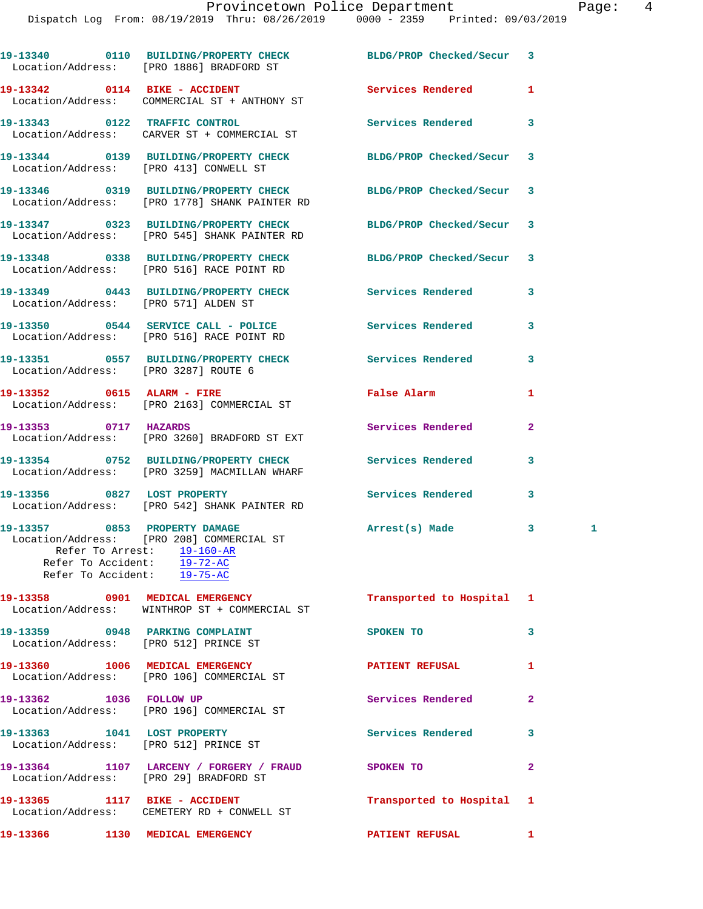19-13340 0110 BUILDING/PROPERTY CHECK BLDG/PROP Checked/Secur 3
Location/Address: [PRO 1886] BRADFORD ST

19-13342 0114 BIKE - ACCIDENT Services Rendered 1
Location/Address: COMMERCIAL ST + ANTHONY ST

19-13343 0122 TRAFFIC CONTROL Services Rendered 3
Location/Address: CARVER ST + COMMERCIAL ST

19-13344 0139 BUILDING/PROPERTY CHECK BLDG/PROP Checked/Secur 3
Location/Address: [PRO 413] CONWELL ST

19-13346 0319 BUILDING/PROPERTY CHECK BLDG/PROP Checked/Secur 3
Location/Address: [PRO 1778] SHANK PAINTER RD

19-13347 0323 BUILDING/PROPERTY CHECK BLDG/PROP Checked/Secur 3
Location/Address: [PRO 545] SHANK PAINTER RD

19-13348 0338 BUILDING/PROPERTY CHECK BLDG/PROP Checked/Secur 3
Location/Address: [PRO 516] RACE POINT RD

19-13349 0443 BUILDING/PROPERTY CHECK Services Rendered 3
Location/Address: [PRO 571] ALDEN ST

19-13350 0544 SERVICE CALL - POLICE Services Rendered 3
Location/Address: [PRO 516] RACE POINT RD

19-13351 0557 BUILDING/PROPERTY CHECK Services Rendered 3
Location/Address: [PRO 3287] ROUTE 6

19-13352 0615 ALARM - FIRE False Alarm 1
Location/Address: [PRO 2163] COMMERCIAL ST

19-13353 0717 HAZARDS Services Rendered 2
Location/Address: [PRO 3260] BRADFORD ST EXT

19-13354 0752 BUILDING/PROPERTY CHECK Services Rendered 3
Location/Address: [PRO 3259] MACMILLAN WHARF

19-13356 0827 LOST PROPERTY Services Rendered 3
Location/Address: [PRO 542] SHANK PAINTER RD

19-13357 0853 PROPERTY DAMAGE Arrest(s) Made 3 1
Location/Address: [PRO 208] COMMERCIAL ST
Refer To Arrest: 19-160-AR
Refer To Accident: 19-72-AC
Refer To Accident: 19-75-AC

19-13358 0901 MEDICAL EMERGENCY Transported to Hospital 1
Location/Address: WINTHROP ST + COMMERCIAL ST

19-13359 0948 PARKING COMPLAINT SPOKEN TO 3
Location/Address: [PRO 512] PRINCE ST

19-13360 1006 MEDICAL EMERGENCY PATIENT REFUSAL 1
Location/Address: [PRO 106] COMMERCIAL ST

19-13362 1036 FOLLOW UP Services Rendered 2
Location/Address: [PRO 196] COMMERCIAL ST

19-13363 1041 LOST PROPERTY Services Rendered 3
Location/Address: [PRO 512] PRINCE ST

19-13364 1107 LARCENY / FORGERY / FRAUD SPOKEN TO 2
Location/Address: [PRO 29] BRADFORD ST

19-13365 1117 BIKE - ACCIDENT Transported to Hospital 1
Location/Address: CEMETERY RD + CONWELL ST

19-13366 1130 MEDICAL EMERGENCY PATIENT REFUSAL 1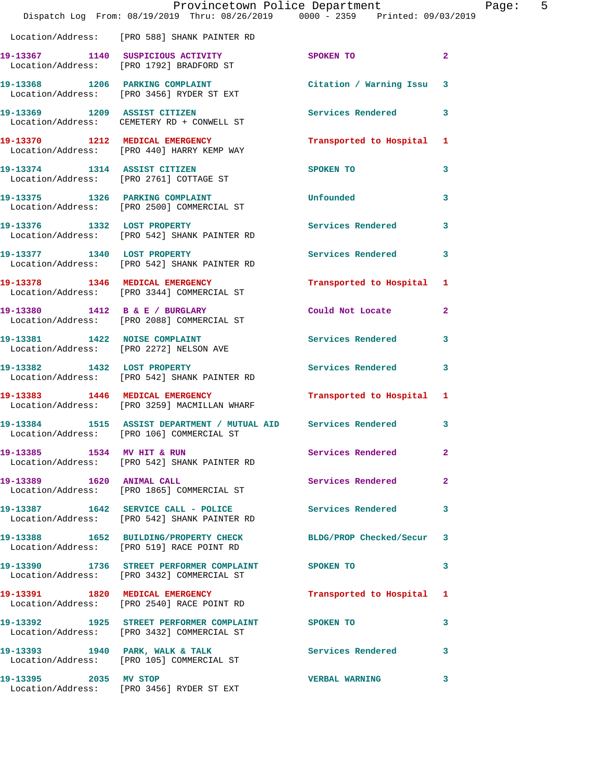Location/Address: [PRO 588] SHANK PAINTER RD

| Call # | Time | Call Type | Action | Priority |
|---|---|---|---|---|
| 19-13367 | 1140 | SUSPICIOUS ACTIVITY | SPOKEN TO | 2 |
| | | Location/Address: [PRO 1792] BRADFORD ST | | |
| 19-13368 | 1206 | PARKING COMPLAINT | Citation / Warning Issu | 3 |
| | | Location/Address: [PRO 3456] RYDER ST EXT | | |
| 19-13369 | 1209 | ASSIST CITIZEN | Services Rendered | 3 |
| | | Location/Address: CEMETERY RD + CONWELL ST | | |
| 19-13370 | 1212 | MEDICAL EMERGENCY | Transported to Hospital | 1 |
| | | Location/Address: [PRO 440] HARRY KEMP WAY | | |
| 19-13374 | 1314 | ASSIST CITIZEN | SPOKEN TO | 3 |
| | | Location/Address: [PRO 2761] COTTAGE ST | | |
| 19-13375 | 1326 | PARKING COMPLAINT | Unfounded | 3 |
| | | Location/Address: [PRO 2500] COMMERCIAL ST | | |
| 19-13376 | 1332 | LOST PROPERTY | Services Rendered | 3 |
| | | Location/Address: [PRO 542] SHANK PAINTER RD | | |
| 19-13377 | 1340 | LOST PROPERTY | Services Rendered | 3 |
| | | Location/Address: [PRO 542] SHANK PAINTER RD | | |
| 19-13378 | 1346 | MEDICAL EMERGENCY | Transported to Hospital | 1 |
| | | Location/Address: [PRO 3344] COMMERCIAL ST | | |
| 19-13380 | 1412 | B & E / BURGLARY | Could Not Locate | 2 |
| | | Location/Address: [PRO 2088] COMMERCIAL ST | | |
| 19-13381 | 1422 | NOISE COMPLAINT | Services Rendered | 3 |
| | | Location/Address: [PRO 2272] NELSON AVE | | |
| 19-13382 | 1432 | LOST PROPERTY | Services Rendered | 3 |
| | | Location/Address: [PRO 542] SHANK PAINTER RD | | |
| 19-13383 | 1446 | MEDICAL EMERGENCY | Transported to Hospital | 1 |
| | | Location/Address: [PRO 3259] MACMILLAN WHARF | | |
| 19-13384 | 1515 | ASSIST DEPARTMENT / MUTUAL AID | Services Rendered | 3 |
| | | Location/Address: [PRO 106] COMMERCIAL ST | | |
| 19-13385 | 1534 | MV HIT & RUN | Services Rendered | 2 |
| | | Location/Address: [PRO 542] SHANK PAINTER RD | | |
| 19-13389 | 1620 | ANIMAL CALL | Services Rendered | 2 |
| | | Location/Address: [PRO 1865] COMMERCIAL ST | | |
| 19-13387 | 1642 | SERVICE CALL - POLICE | Services Rendered | 3 |
| | | Location/Address: [PRO 542] SHANK PAINTER RD | | |
| 19-13388 | 1652 | BUILDING/PROPERTY CHECK | BLDG/PROP Checked/Secur | 3 |
| | | Location/Address: [PRO 519] RACE POINT RD | | |
| 19-13390 | 1736 | STREET PERFORMER COMPLAINT | SPOKEN TO | 3 |
| | | Location/Address: [PRO 3432] COMMERCIAL ST | | |
| 19-13391 | 1820 | MEDICAL EMERGENCY | Transported to Hospital | 1 |
| | | Location/Address: [PRO 2540] RACE POINT RD | | |
| 19-13392 | 1925 | STREET PERFORMER COMPLAINT | SPOKEN TO | 3 |
| | | Location/Address: [PRO 3432] COMMERCIAL ST | | |
| 19-13393 | 1940 | PARK, WALK & TALK | Services Rendered | 3 |
| | | Location/Address: [PRO 105] COMMERCIAL ST | | |
| 19-13395 | 2035 | MV STOP | VERBAL WARNING | 3 |
| | | Location/Address: [PRO 3456] RYDER ST EXT | | |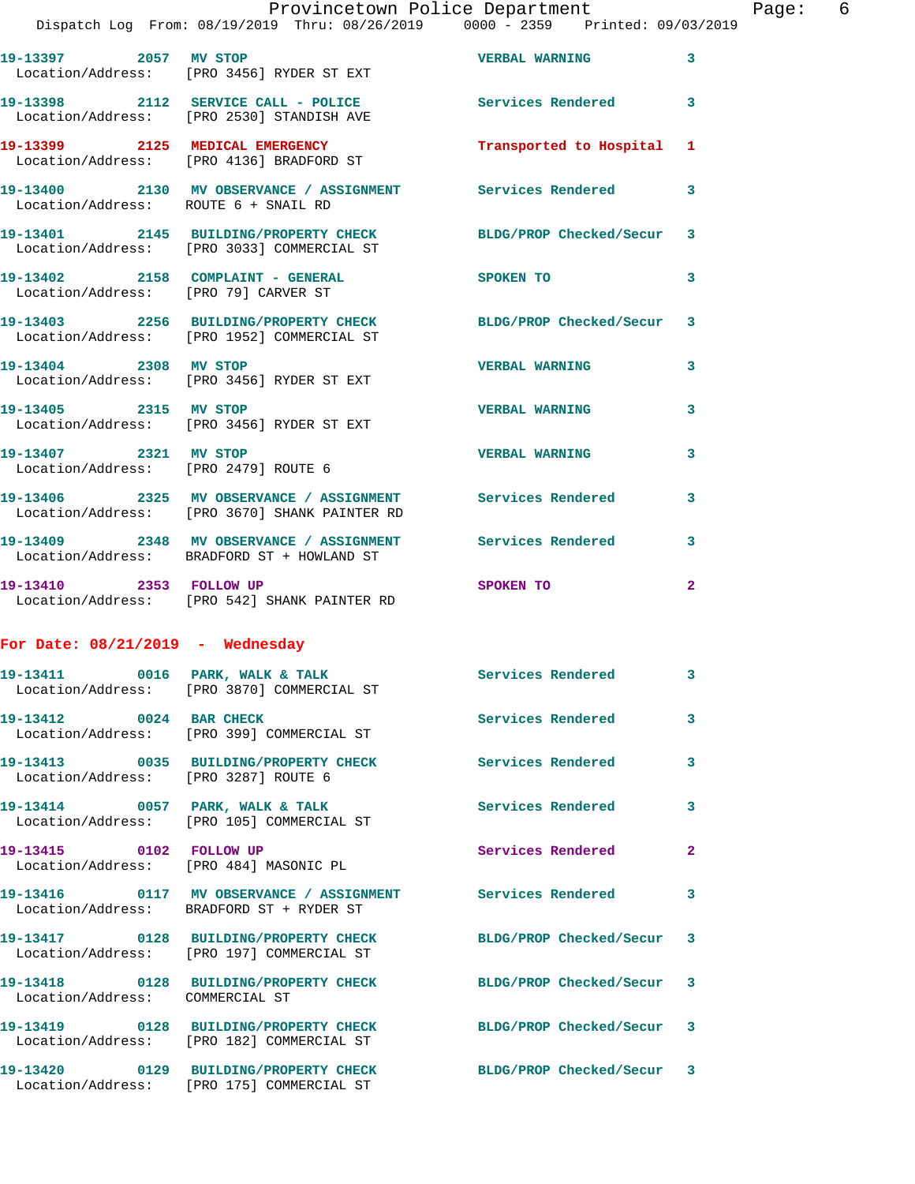| Call Number | Time | Call Reason | Action | Priority |
|---|---|---|---|---|
| 19-13397 | 2057 | MV STOP | VERBAL WARNING | 3 |
| Location/Address: [PRO 3456] RYDER ST EXT | | | | |
| 19-13398 | 2112 | SERVICE CALL - POLICE | Services Rendered | 3 |
| Location/Address: [PRO 2530] STANDISH AVE | | | | |
| 19-13399 | 2125 | MEDICAL EMERGENCY | Transported to Hospital | 1 |
| Location/Address: [PRO 4136] BRADFORD ST | | | | |
| 19-13400 | 2130 | MV OBSERVANCE / ASSIGNMENT | Services Rendered | 3 |
| Location/Address: ROUTE 6 + SNAIL RD | | | | |
| 19-13401 | 2145 | BUILDING/PROPERTY CHECK | BLDG/PROP Checked/Secur | 3 |
| Location/Address: [PRO 3033] COMMERCIAL ST | | | | |
| 19-13402 | 2158 | COMPLAINT - GENERAL | SPOKEN TO | 3 |
| Location/Address: [PRO 79] CARVER ST | | | | |
| 19-13403 | 2256 | BUILDING/PROPERTY CHECK | BLDG/PROP Checked/Secur | 3 |
| Location/Address: [PRO 1952] COMMERCIAL ST | | | | |
| 19-13404 | 2308 | MV STOP | VERBAL WARNING | 3 |
| Location/Address: [PRO 3456] RYDER ST EXT | | | | |
| 19-13405 | 2315 | MV STOP | VERBAL WARNING | 3 |
| Location/Address: [PRO 3456] RYDER ST EXT | | | | |
| 19-13407 | 2321 | MV STOP | VERBAL WARNING | 3 |
| Location/Address: [PRO 2479] ROUTE 6 | | | | |
| 19-13406 | 2325 | MV OBSERVANCE / ASSIGNMENT | Services Rendered | 3 |
| Location/Address: [PRO 3670] SHANK PAINTER RD | | | | |
| 19-13409 | 2348 | MV OBSERVANCE / ASSIGNMENT | Services Rendered | 3 |
| Location/Address: BRADFORD ST + HOWLAND ST | | | | |
| 19-13410 | 2353 | FOLLOW UP | SPOKEN TO | 2 |
| Location/Address: [PRO 542] SHANK PAINTER RD | | | | |

## For Date: 08/21/2019 - Wednesday

| Call Number | Time | Call Reason | Action | Priority |
|---|---|---|---|---|
| 19-13411 | 0016 | PARK, WALK & TALK | Services Rendered | 3 |
| Location/Address: [PRO 3870] COMMERCIAL ST | | | | |
| 19-13412 | 0024 | BAR CHECK | Services Rendered | 3 |
| Location/Address: [PRO 399] COMMERCIAL ST | | | | |
| 19-13413 | 0035 | BUILDING/PROPERTY CHECK | Services Rendered | 3 |
| Location/Address: [PRO 3287] ROUTE 6 | | | | |
| 19-13414 | 0057 | PARK, WALK & TALK | Services Rendered | 3 |
| Location/Address: [PRO 105] COMMERCIAL ST | | | | |
| 19-13415 | 0102 | FOLLOW UP | Services Rendered | 2 |
| Location/Address: [PRO 484] MASONIC PL | | | | |
| 19-13416 | 0117 | MV OBSERVANCE / ASSIGNMENT | Services Rendered | 3 |
| Location/Address: BRADFORD ST + RYDER ST | | | | |
| 19-13417 | 0128 | BUILDING/PROPERTY CHECK | BLDG/PROP Checked/Secur | 3 |
| Location/Address: [PRO 197] COMMERCIAL ST | | | | |
| 19-13418 | 0128 | BUILDING/PROPERTY CHECK | BLDG/PROP Checked/Secur | 3 |
| Location/Address: COMMERCIAL ST | | | | |
| 19-13419 | 0128 | BUILDING/PROPERTY CHECK | BLDG/PROP Checked/Secur | 3 |
| Location/Address: [PRO 182] COMMERCIAL ST | | | | |
| 19-13420 | 0129 | BUILDING/PROPERTY CHECK | BLDG/PROP Checked/Secur | 3 |
| Location/Address: [PRO 175] COMMERCIAL ST | | | | |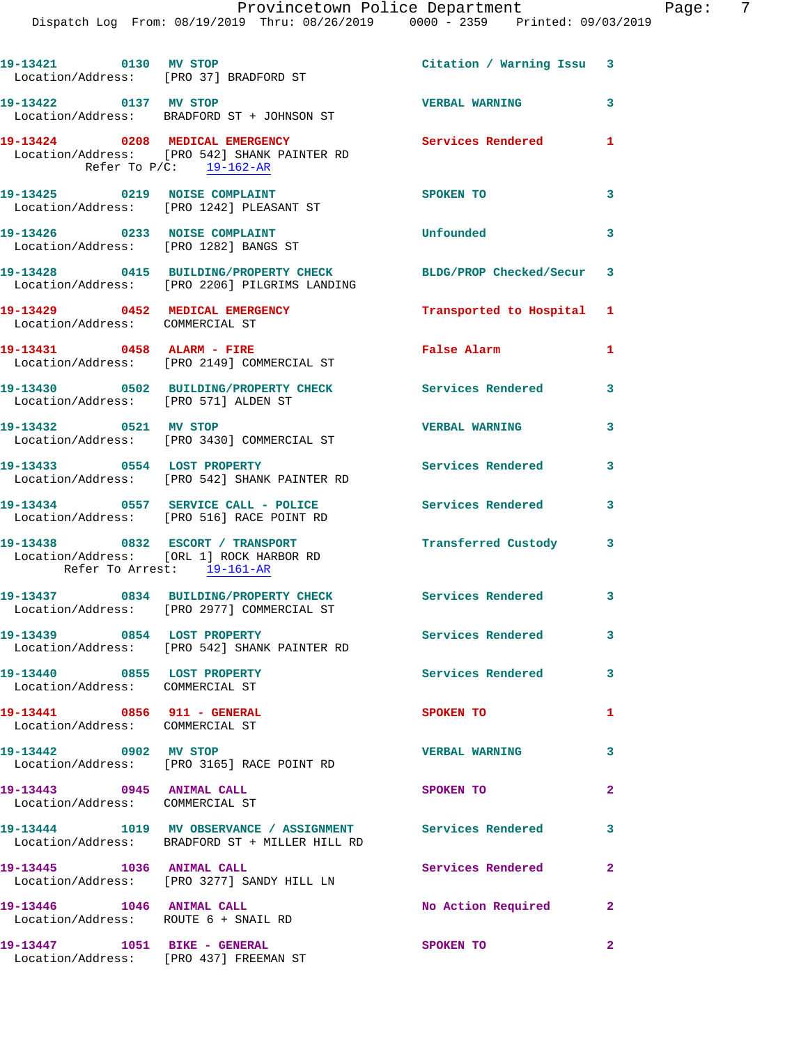19-13421 0130 MV STOP Citation / Warning Issu 3
Location/Address: [PRO 37] BRADFORD ST

19-13422 0137 MV STOP VERBAL WARNING 3
Location/Address: BRADFORD ST + JOHNSON ST

19-13424 0208 MEDICAL EMERGENCY Services Rendered 1
Location/Address: [PRO 542] SHANK PAINTER RD
Refer To P/C: 19-162-AR

19-13425 0219 NOISE COMPLAINT SPOKEN TO 3
Location/Address: [PRO 1242] PLEASANT ST

19-13426 0233 NOISE COMPLAINT Unfounded 3
Location/Address: [PRO 1282] BANGS ST

19-13428 0415 BUILDING/PROPERTY CHECK BLDG/PROP Checked/Secur 3
Location/Address: [PRO 2206] PILGRIMS LANDING

19-13429 0452 MEDICAL EMERGENCY Transported to Hospital 1
Location/Address: COMMERCIAL ST

19-13431 0458 ALARM - FIRE False Alarm 1
Location/Address: [PRO 2149] COMMERCIAL ST

19-13430 0502 BUILDING/PROPERTY CHECK Services Rendered 3
Location/Address: [PRO 571] ALDEN ST

19-13432 0521 MV STOP VERBAL WARNING 3
Location/Address: [PRO 3430] COMMERCIAL ST

19-13433 0554 LOST PROPERTY Services Rendered 3
Location/Address: [PRO 542] SHANK PAINTER RD

19-13434 0557 SERVICE CALL - POLICE Services Rendered 3
Location/Address: [PRO 516] RACE POINT RD

19-13438 0832 ESCORT / TRANSPORT Transferred Custody 3
Location/Address: [ORL 1] ROCK HARBOR RD
Refer To Arrest: 19-161-AR

19-13437 0834 BUILDING/PROPERTY CHECK Services Rendered 3
Location/Address: [PRO 2977] COMMERCIAL ST

19-13439 0854 LOST PROPERTY Services Rendered 3
Location/Address: [PRO 542] SHANK PAINTER RD

19-13440 0855 LOST PROPERTY Services Rendered 3
Location/Address: COMMERCIAL ST

19-13441 0856 911 - GENERAL SPOKEN TO 1
Location/Address: COMMERCIAL ST

19-13442 0902 MV STOP VERBAL WARNING 3
Location/Address: [PRO 3165] RACE POINT RD

19-13443 0945 ANIMAL CALL SPOKEN TO 2
Location/Address: COMMERCIAL ST

19-13444 1019 MV OBSERVANCE / ASSIGNMENT Services Rendered 3
Location/Address: BRADFORD ST + MILLER HILL RD

19-13445 1036 ANIMAL CALL Services Rendered 2
Location/Address: [PRO 3277] SANDY HILL LN

19-13446 1046 ANIMAL CALL No Action Required 2
Location/Address: ROUTE 6 + SNAIL RD

19-13447 1051 BIKE - GENERAL SPOKEN TO 2
Location/Address: [PRO 437] FREEMAN ST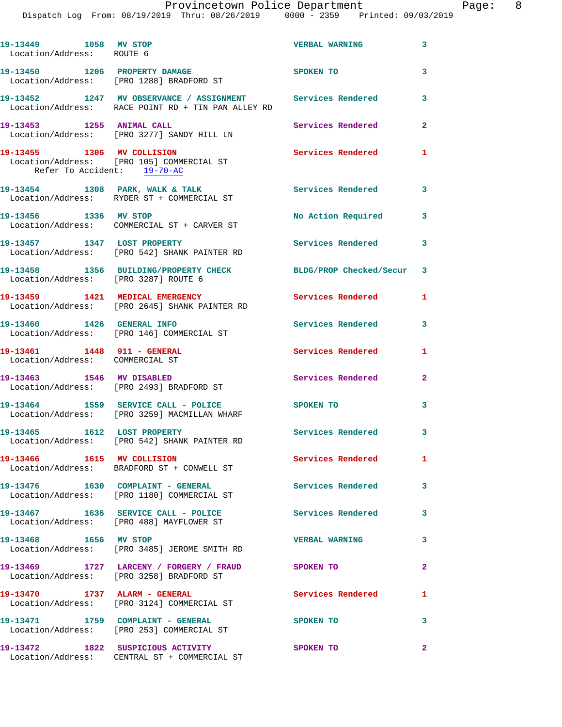19-13449 1058 MV STOP VERBAL WARNING 3
Location/Address: ROUTE 6

19-13450 1206 PROPERTY DAMAGE SPOKEN TO 3
Location/Address: [PRO 1288] BRADFORD ST

19-13452 1247 MV OBSERVANCE / ASSIGNMENT Services Rendered 3
Location/Address: RACE POINT RD + TIN PAN ALLEY RD

19-13453 1255 ANIMAL CALL Services Rendered 2
Location/Address: [PRO 3277] SANDY HILL LN

19-13455 1306 MV COLLISION Services Rendered 1
Location/Address: [PRO 105] COMMERCIAL ST
Refer To Accident: 19-70-AC

19-13454 1308 PARK, WALK & TALK Services Rendered 3
Location/Address: RYDER ST + COMMERCIAL ST

19-13456 1336 MV STOP No Action Required 3
Location/Address: COMMERCIAL ST + CARVER ST

19-13457 1347 LOST PROPERTY Services Rendered 3
Location/Address: [PRO 542] SHANK PAINTER RD

19-13458 1356 BUILDING/PROPERTY CHECK BLDG/PROP Checked/Secur 3
Location/Address: [PRO 3287] ROUTE 6

19-13459 1421 MEDICAL EMERGENCY Services Rendered 1
Location/Address: [PRO 2645] SHANK PAINTER RD

19-13460 1426 GENERAL INFO Services Rendered 3
Location/Address: [PRO 146] COMMERCIAL ST

19-13461 1448 911 - GENERAL Services Rendered 1
Location/Address: COMMERCIAL ST

19-13463 1546 MV DISABLED Services Rendered 2
Location/Address: [PRO 2493] BRADFORD ST

19-13464 1559 SERVICE CALL - POLICE SPOKEN TO 3
Location/Address: [PRO 3259] MACMILLAN WHARF

19-13465 1612 LOST PROPERTY Services Rendered 3
Location/Address: [PRO 542] SHANK PAINTER RD

19-13466 1615 MV COLLISION Services Rendered 1
Location/Address: BRADFORD ST + CONWELL ST

19-13476 1630 COMPLAINT - GENERAL Services Rendered 3
Location/Address: [PRO 1180] COMMERCIAL ST

19-13467 1636 SERVICE CALL - POLICE Services Rendered 3
Location/Address: [PRO 488] MAYFLOWER ST

19-13468 1656 MV STOP VERBAL WARNING 3
Location/Address: [PRO 3485] JEROME SMITH RD

19-13469 1727 LARCENY / FORGERY / FRAUD SPOKEN TO 2
Location/Address: [PRO 3258] BRADFORD ST

19-13470 1737 ALARM - GENERAL Services Rendered 1
Location/Address: [PRO 3124] COMMERCIAL ST

19-13471 1759 COMPLAINT - GENERAL SPOKEN TO 3
Location/Address: [PRO 253] COMMERCIAL ST

19-13472 1822 SUSPICIOUS ACTIVITY SPOKEN TO 2
Location/Address: CENTRAL ST + COMMERCIAL ST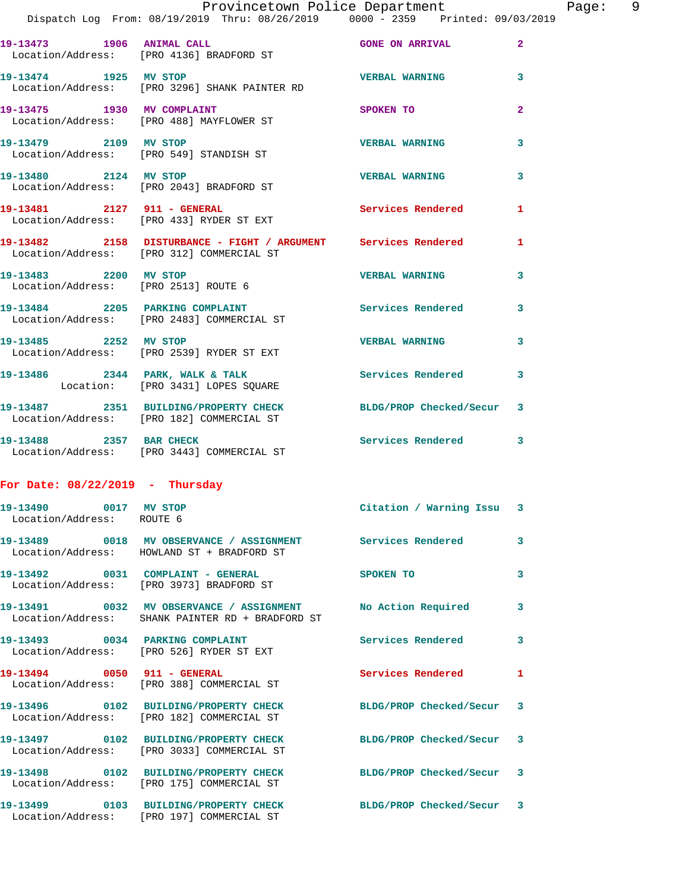19-13473 1906 ANIMAL CALL GONE ON ARRIVAL 2
Location/Address: [PRO 4136] BRADFORD ST

19-13474 1925 MV STOP VERBAL WARNING 3
Location/Address: [PRO 3296] SHANK PAINTER RD

19-13475 1930 MV COMPLAINT SPOKEN TO 2
Location/Address: [PRO 488] MAYFLOWER ST

19-13479 2109 MV STOP VERBAL WARNING 3
Location/Address: [PRO 549] STANDISH ST

19-13480 2124 MV STOP VERBAL WARNING 3
Location/Address: [PRO 2043] BRADFORD ST

19-13481 2127 911 - GENERAL Services Rendered 1
Location/Address: [PRO 433] RYDER ST EXT

19-13482 2158 DISTURBANCE - FIGHT / ARGUMENT Services Rendered 1
Location/Address: [PRO 312] COMMERCIAL ST

19-13483 2200 MV STOP VERBAL WARNING 3
Location/Address: [PRO 2513] ROUTE 6

19-13484 2205 PARKING COMPLAINT Services Rendered 3
Location/Address: [PRO 2483] COMMERCIAL ST

19-13485 2252 MV STOP VERBAL WARNING 3
Location/Address: [PRO 2539] RYDER ST EXT

19-13486 2344 PARK, WALK & TALK Services Rendered 3
Location: [PRO 3431] LOPES SQUARE

19-13487 2351 BUILDING/PROPERTY CHECK BLDG/PROP Checked/Secur 3
Location/Address: [PRO 182] COMMERCIAL ST

19-13488 2357 BAR CHECK Services Rendered 3
Location/Address: [PRO 3443] COMMERCIAL ST

## For Date: 08/22/2019 - Thursday

19-13490 0017 MV STOP Citation / Warning Issu 3
Location/Address: ROUTE 6

19-13489 0018 MV OBSERVANCE / ASSIGNMENT Services Rendered 3
Location/Address: HOWLAND ST + BRADFORD ST

19-13492 0031 COMPLAINT - GENERAL SPOKEN TO 3
Location/Address: [PRO 3973] BRADFORD ST

19-13491 0032 MV OBSERVANCE / ASSIGNMENT No Action Required 3
Location/Address: SHANK PAINTER RD + BRADFORD ST

19-13493 0034 PARKING COMPLAINT Services Rendered 3
Location/Address: [PRO 526] RYDER ST EXT

19-13494 0050 911 - GENERAL Services Rendered 1
Location/Address: [PRO 388] COMMERCIAL ST

19-13496 0102 BUILDING/PROPERTY CHECK BLDG/PROP Checked/Secur 3
Location/Address: [PRO 182] COMMERCIAL ST

19-13497 0102 BUILDING/PROPERTY CHECK BLDG/PROP Checked/Secur 3
Location/Address: [PRO 3033] COMMERCIAL ST

19-13498 0102 BUILDING/PROPERTY CHECK BLDG/PROP Checked/Secur 3
Location/Address: [PRO 175] COMMERCIAL ST

19-13499 0103 BUILDING/PROPERTY CHECK BLDG/PROP Checked/Secur 3
Location/Address: [PRO 197] COMMERCIAL ST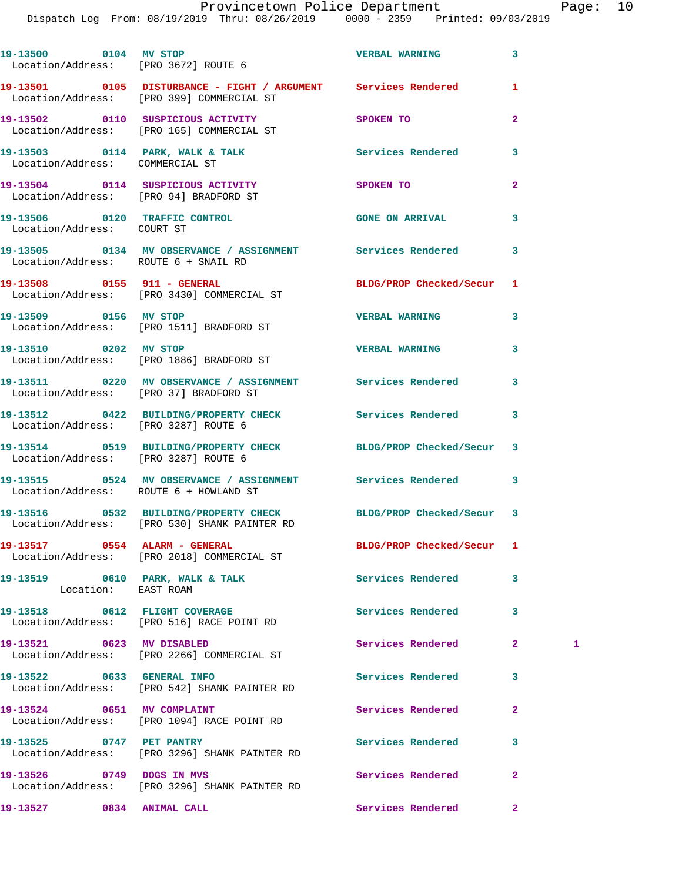19-13500 0104 MV STOP VERBAL WARNING 3
Location/Address: [PRO 3672] ROUTE 6

19-13501 0105 DISTURBANCE - FIGHT / ARGUMENT Services Rendered 1
Location/Address: [PRO 399] COMMERCIAL ST

19-13502 0110 SUSPICIOUS ACTIVITY SPOKEN TO 2
Location/Address: [PRO 165] COMMERCIAL ST

19-13503 0114 PARK, WALK & TALK Services Rendered 3
Location/Address: COMMERCIAL ST

19-13504 0114 SUSPICIOUS ACTIVITY SPOKEN TO 2
Location/Address: [PRO 94] BRADFORD ST

19-13506 0120 TRAFFIC CONTROL GONE ON ARRIVAL 3
Location/Address: COURT ST

19-13505 0134 MV OBSERVANCE / ASSIGNMENT Services Rendered 3
Location/Address: ROUTE 6 + SNAIL RD

19-13508 0155 911 - GENERAL BLDG/PROP Checked/Secur 1
Location/Address: [PRO 3430] COMMERCIAL ST

19-13509 0156 MV STOP VERBAL WARNING 3
Location/Address: [PRO 1511] BRADFORD ST

19-13510 0202 MV STOP VERBAL WARNING 3
Location/Address: [PRO 1886] BRADFORD ST

19-13511 0220 MV OBSERVANCE / ASSIGNMENT Services Rendered 3
Location/Address: [PRO 37] BRADFORD ST

19-13512 0422 BUILDING/PROPERTY CHECK Services Rendered 3
Location/Address: [PRO 3287] ROUTE 6

19-13514 0519 BUILDING/PROPERTY CHECK BLDG/PROP Checked/Secur 3
Location/Address: [PRO 3287] ROUTE 6

19-13515 0524 MV OBSERVANCE / ASSIGNMENT Services Rendered 3
Location/Address: ROUTE 6 + HOWLAND ST

19-13516 0532 BUILDING/PROPERTY CHECK BLDG/PROP Checked/Secur 3
Location/Address: [PRO 530] SHANK PAINTER RD

19-13517 0554 ALARM - GENERAL BLDG/PROP Checked/Secur 1
Location/Address: [PRO 2018] COMMERCIAL ST

19-13519 0610 PARK, WALK & TALK Services Rendered 3
Location: EAST ROAM

19-13518 0612 FLIGHT COVERAGE Services Rendered 3
Location/Address: [PRO 516] RACE POINT RD

19-13521 0623 MV DISABLED Services Rendered 2 1
Location/Address: [PRO 2266] COMMERCIAL ST

19-13522 0633 GENERAL INFO Services Rendered 3
Location/Address: [PRO 542] SHANK PAINTER RD

19-13524 0651 MV COMPLAINT Services Rendered 2
Location/Address: [PRO 1094] RACE POINT RD

19-13525 0747 PET PANTRY Services Rendered 3
Location/Address: [PRO 3296] SHANK PAINTER RD

19-13526 0749 DOGS IN MVS Services Rendered 2
Location/Address: [PRO 3296] SHANK PAINTER RD

19-13527 0834 ANIMAL CALL Services Rendered 2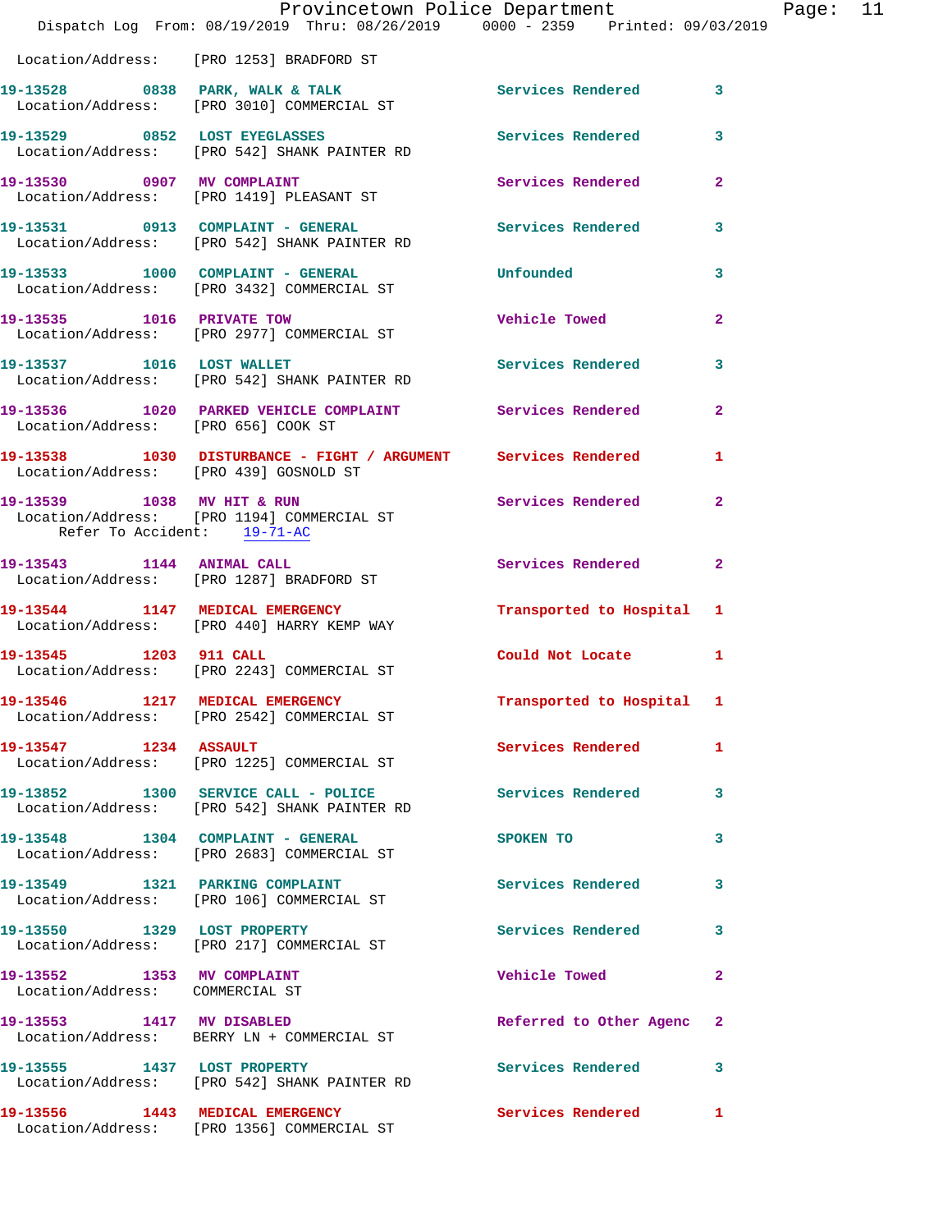Location/Address: [PRO 1253] BRADFORD ST

| Call Number | Time | Call Reason | Action | Priority |
|---|---|---|---|---|
| 19-13528 | 0838 | PARK, WALK & TALK | Services Rendered | 3 |
| | | Location/Address: [PRO 3010] COMMERCIAL ST | | |
| 19-13529 | 0852 | LOST EYEGLASSES | Services Rendered | 3 |
| | | Location/Address: [PRO 542] SHANK PAINTER RD | | |
| 19-13530 | 0907 | MV COMPLAINT | Services Rendered | 2 |
| | | Location/Address: [PRO 1419] PLEASANT ST | | |
| 19-13531 | 0913 | COMPLAINT - GENERAL | Services Rendered | 3 |
| | | Location/Address: [PRO 542] SHANK PAINTER RD | | |
| 19-13533 | 1000 | COMPLAINT - GENERAL | Unfounded | 3 |
| | | Location/Address: [PRO 3432] COMMERCIAL ST | | |
| 19-13535 | 1016 | PRIVATE TOW | Vehicle Towed | 2 |
| | | Location/Address: [PRO 2977] COMMERCIAL ST | | |
| 19-13537 | 1016 | LOST WALLET | Services Rendered | 3 |
| | | Location/Address: [PRO 542] SHANK PAINTER RD | | |
| 19-13536 | 1020 | PARKED VEHICLE COMPLAINT | Services Rendered | 2 |
| | | Location/Address: [PRO 656] COOK ST | | |
| 19-13538 | 1030 | DISTURBANCE - FIGHT / ARGUMENT | Services Rendered | 1 |
| | | Location/Address: [PRO 439] GOSNOLD ST | | |
| 19-13539 | 1038 | MV HIT & RUN | Services Rendered | 2 |
| | | Location/Address: [PRO 1194] COMMERCIAL ST; Refer To Accident: 19-71-AC | | |
| 19-13543 | 1144 | ANIMAL CALL | Services Rendered | 2 |
| | | Location/Address: [PRO 1287] BRADFORD ST | | |
| 19-13544 | 1147 | MEDICAL EMERGENCY | Transported to Hospital | 1 |
| | | Location/Address: [PRO 440] HARRY KEMP WAY | | |
| 19-13545 | 1203 | 911 CALL | Could Not Locate | 1 |
| | | Location/Address: [PRO 2243] COMMERCIAL ST | | |
| 19-13546 | 1217 | MEDICAL EMERGENCY | Transported to Hospital | 1 |
| | | Location/Address: [PRO 2542] COMMERCIAL ST | | |
| 19-13547 | 1234 | ASSAULT | Services Rendered | 1 |
| | | Location/Address: [PRO 1225] COMMERCIAL ST | | |
| 19-13852 | 1300 | SERVICE CALL - POLICE | Services Rendered | 3 |
| | | Location/Address: [PRO 542] SHANK PAINTER RD | | |
| 19-13548 | 1304 | COMPLAINT - GENERAL | SPOKEN TO | 3 |
| | | Location/Address: [PRO 2683] COMMERCIAL ST | | |
| 19-13549 | 1321 | PARKING COMPLAINT | Services Rendered | 3 |
| | | Location/Address: [PRO 106] COMMERCIAL ST | | |
| 19-13550 | 1329 | LOST PROPERTY | Services Rendered | 3 |
| | | Location/Address: [PRO 217] COMMERCIAL ST | | |
| 19-13552 | 1353 | MV COMPLAINT | Vehicle Towed | 2 |
| | | Location/Address: COMMERCIAL ST | | |
| 19-13553 | 1417 | MV DISABLED | Referred to Other Agenc | 2 |
| | | Location/Address: BERRY LN + COMMERCIAL ST | | |
| 19-13555 | 1437 | LOST PROPERTY | Services Rendered | 3 |
| | | Location/Address: [PRO 542] SHANK PAINTER RD | | |
| 19-13556 | 1443 | MEDICAL EMERGENCY | Services Rendered | 1 |
| | | Location/Address: [PRO 1356] COMMERCIAL ST | | |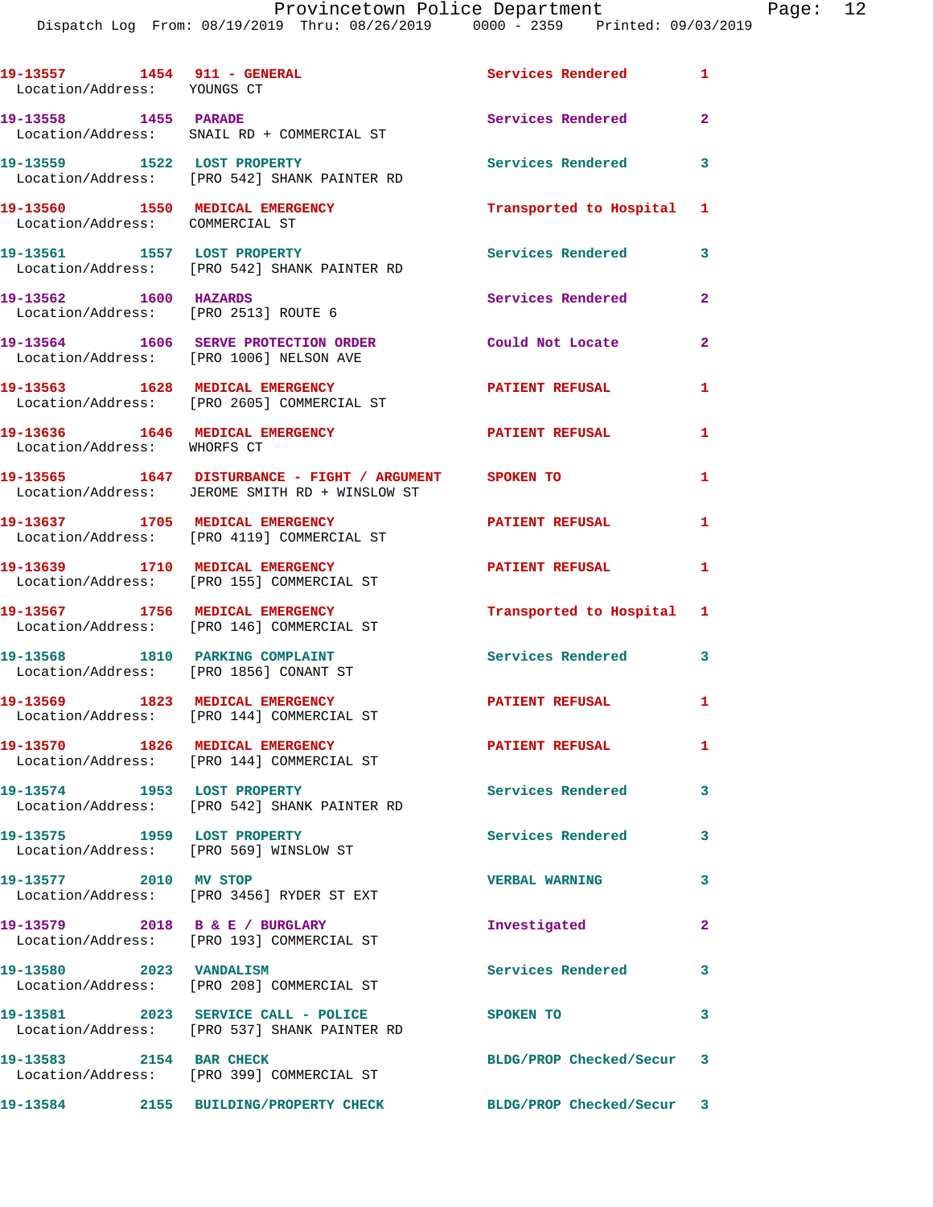| Call Number | Time | Call Reason | Action | Priority |
|---|---|---|---|---|
| 19-13557 | 1454 | 911 - GENERAL | Services Rendered | 1 |
| Location/Address: YOUNGS CT | | | | |
| 19-13558 | 1455 | PARADE | Services Rendered | 2 |
| Location/Address: SNAIL RD + COMMERCIAL ST | | | | |
| 19-13559 | 1522 | LOST PROPERTY | Services Rendered | 3 |
| Location/Address: [PRO 542] SHANK PAINTER RD | | | | |
| 19-13560 | 1550 | MEDICAL EMERGENCY | Transported to Hospital | 1 |
| Location/Address: COMMERCIAL ST | | | | |
| 19-13561 | 1557 | LOST PROPERTY | Services Rendered | 3 |
| Location/Address: [PRO 542] SHANK PAINTER RD | | | | |
| 19-13562 | 1600 | HAZARDS | Services Rendered | 2 |
| Location/Address: [PRO 2513] ROUTE 6 | | | | |
| 19-13564 | 1606 | SERVE PROTECTION ORDER | Could Not Locate | 2 |
| Location/Address: [PRO 1006] NELSON AVE | | | | |
| 19-13563 | 1628 | MEDICAL EMERGENCY | PATIENT REFUSAL | 1 |
| Location/Address: [PRO 2605] COMMERCIAL ST | | | | |
| 19-13636 | 1646 | MEDICAL EMERGENCY | PATIENT REFUSAL | 1 |
| Location/Address: WHORFS CT | | | | |
| 19-13565 | 1647 | DISTURBANCE - FIGHT / ARGUMENT | SPOKEN TO | 1 |
| Location/Address: JEROME SMITH RD + WINSLOW ST | | | | |
| 19-13637 | 1705 | MEDICAL EMERGENCY | PATIENT REFUSAL | 1 |
| Location/Address: [PRO 4119] COMMERCIAL ST | | | | |
| 19-13639 | 1710 | MEDICAL EMERGENCY | PATIENT REFUSAL | 1 |
| Location/Address: [PRO 155] COMMERCIAL ST | | | | |
| 19-13567 | 1756 | MEDICAL EMERGENCY | Transported to Hospital | 1 |
| Location/Address: [PRO 146] COMMERCIAL ST | | | | |
| 19-13568 | 1810 | PARKING COMPLAINT | Services Rendered | 3 |
| Location/Address: [PRO 1856] CONANT ST | | | | |
| 19-13569 | 1823 | MEDICAL EMERGENCY | PATIENT REFUSAL | 1 |
| Location/Address: [PRO 144] COMMERCIAL ST | | | | |
| 19-13570 | 1826 | MEDICAL EMERGENCY | PATIENT REFUSAL | 1 |
| Location/Address: [PRO 144] COMMERCIAL ST | | | | |
| 19-13574 | 1953 | LOST PROPERTY | Services Rendered | 3 |
| Location/Address: [PRO 542] SHANK PAINTER RD | | | | |
| 19-13575 | 1959 | LOST PROPERTY | Services Rendered | 3 |
| Location/Address: [PRO 569] WINSLOW ST | | | | |
| 19-13577 | 2010 | MV STOP | VERBAL WARNING | 3 |
| Location/Address: [PRO 3456] RYDER ST EXT | | | | |
| 19-13579 | 2018 | B & E / BURGLARY | Investigated | 2 |
| Location/Address: [PRO 193] COMMERCIAL ST | | | | |
| 19-13580 | 2023 | VANDALISM | Services Rendered | 3 |
| Location/Address: [PRO 208] COMMERCIAL ST | | | | |
| 19-13581 | 2023 | SERVICE CALL - POLICE | SPOKEN TO | 3 |
| Location/Address: [PRO 537] SHANK PAINTER RD | | | | |
| 19-13583 | 2154 | BAR CHECK | BLDG/PROP Checked/Secur | 3 |
| Location/Address: [PRO 399] COMMERCIAL ST | | | | |
| 19-13584 | 2155 | BUILDING/PROPERTY CHECK | BLDG/PROP Checked/Secur | 3 |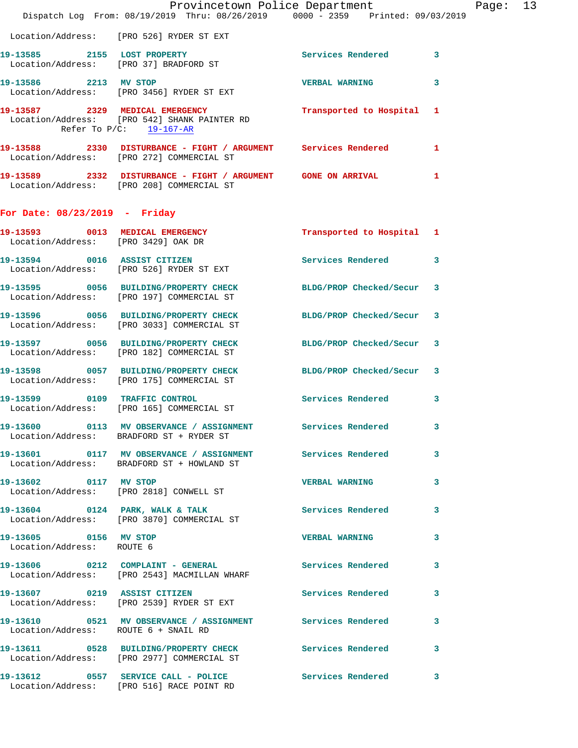Location/Address: [PRO 526] RYDER ST EXT

**19-13585** 2155 **LOST PROPERTY** Services Rendered 3
Location/Address: [PRO 37] BRADFORD ST

**19-13586** 2213 **MV STOP** VERBAL WARNING 3
Location/Address: [PRO 3456] RYDER ST EXT

**19-13587** 2329 **MEDICAL EMERGENCY** Transported to Hospital 1
Location/Address: [PRO 542] SHANK PAINTER RD
Refer To P/C: 19-167-AR

**19-13588** 2330 **DISTURBANCE - FIGHT / ARGUMENT** Services Rendered 1
Location/Address: [PRO 272] COMMERCIAL ST

**19-13589** 2332 **DISTURBANCE - FIGHT / ARGUMENT** GONE ON ARRIVAL 1
Location/Address: [PRO 208] COMMERCIAL ST

## For Date: 08/23/2019 - Friday

**19-13593** 0013 **MEDICAL EMERGENCY** Transported to Hospital 1
Location/Address: [PRO 3429] OAK DR

**19-13594** 0016 **ASSIST CITIZEN** Services Rendered 3
Location/Address: [PRO 526] RYDER ST EXT

**19-13595** 0056 **BUILDING/PROPERTY CHECK** BLDG/PROP Checked/Secur 3
Location/Address: [PRO 197] COMMERCIAL ST

**19-13596** 0056 **BUILDING/PROPERTY CHECK** BLDG/PROP Checked/Secur 3
Location/Address: [PRO 3033] COMMERCIAL ST

**19-13597** 0056 **BUILDING/PROPERTY CHECK** BLDG/PROP Checked/Secur 3
Location/Address: [PRO 182] COMMERCIAL ST

**19-13598** 0057 **BUILDING/PROPERTY CHECK** BLDG/PROP Checked/Secur 3
Location/Address: [PRO 175] COMMERCIAL ST

**19-13599** 0109 **TRAFFIC CONTROL** Services Rendered 3
Location/Address: [PRO 165] COMMERCIAL ST

**19-13600** 0113 **MV OBSERVANCE / ASSIGNMENT** Services Rendered 3
Location/Address: BRADFORD ST + RYDER ST

**19-13601** 0117 **MV OBSERVANCE / ASSIGNMENT** Services Rendered 3
Location/Address: BRADFORD ST + HOWLAND ST

**19-13602** 0117 **MV STOP** VERBAL WARNING 3
Location/Address: [PRO 2818] CONWELL ST

**19-13604** 0124 **PARK, WALK & TALK** Services Rendered 3
Location/Address: [PRO 3870] COMMERCIAL ST

**19-13605** 0156 **MV STOP** VERBAL WARNING 3
Location/Address: ROUTE 6

**19-13606** 0212 **COMPLAINT - GENERAL** Services Rendered 3
Location/Address: [PRO 2543] MACMILLAN WHARF

**19-13607** 0219 **ASSIST CITIZEN** Services Rendered 3
Location/Address: [PRO 2539] RYDER ST EXT

**19-13610** 0521 **MV OBSERVANCE / ASSIGNMENT** Services Rendered 3
Location/Address: ROUTE 6 + SNAIL RD

**19-13611** 0528 **BUILDING/PROPERTY CHECK** Services Rendered 3
Location/Address: [PRO 2977] COMMERCIAL ST

**19-13612** 0557 **SERVICE CALL - POLICE** Services Rendered 3
Location/Address: [PRO 516] RACE POINT RD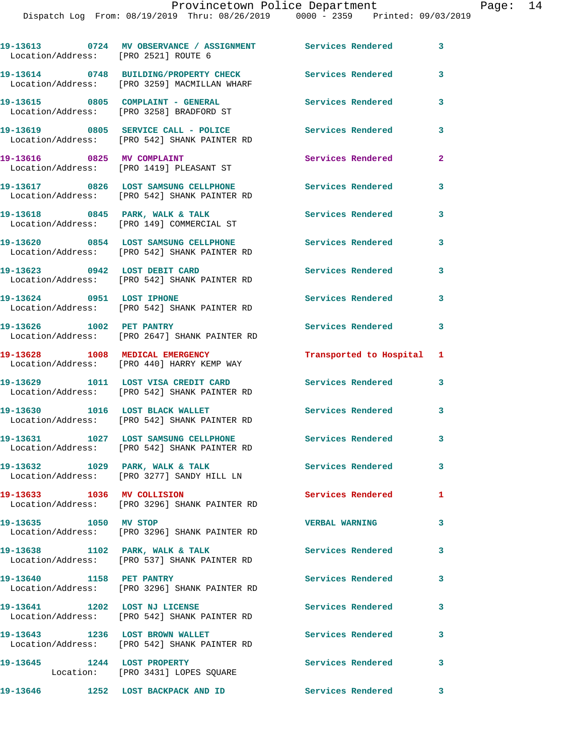19-13613 0724 MV OBSERVANCE / ASSIGNMENT Services Rendered 3
Location/Address: [PRO 2521] ROUTE 6

19-13614 0748 BUILDING/PROPERTY CHECK Services Rendered 3
Location/Address: [PRO 3259] MACMILLAN WHARF

19-13615 0805 COMPLAINT - GENERAL Services Rendered 3
Location/Address: [PRO 3258] BRADFORD ST

19-13619 0805 SERVICE CALL - POLICE Services Rendered 3
Location/Address: [PRO 542] SHANK PAINTER RD

19-13616 0825 MV COMPLAINT Services Rendered 2
Location/Address: [PRO 1419] PLEASANT ST

19-13617 0826 LOST SAMSUNG CELLPHONE Services Rendered 3
Location/Address: [PRO 542] SHANK PAINTER RD

19-13618 0845 PARK, WALK & TALK Services Rendered 3
Location/Address: [PRO 149] COMMERCIAL ST

19-13620 0854 LOST SAMSUNG CELLPHONE Services Rendered 3
Location/Address: [PRO 542] SHANK PAINTER RD

19-13623 0942 LOST DEBIT CARD Services Rendered 3
Location/Address: [PRO 542] SHANK PAINTER RD

19-13624 0951 LOST IPHONE Services Rendered 3
Location/Address: [PRO 542] SHANK PAINTER RD

19-13626 1002 PET PANTRY Services Rendered 3
Location/Address: [PRO 2647] SHANK PAINTER RD

19-13628 1008 MEDICAL EMERGENCY Transported to Hospital 1
Location/Address: [PRO 440] HARRY KEMP WAY

19-13629 1011 LOST VISA CREDIT CARD Services Rendered 3
Location/Address: [PRO 542] SHANK PAINTER RD

19-13630 1016 LOST BLACK WALLET Services Rendered 3
Location/Address: [PRO 542] SHANK PAINTER RD

19-13631 1027 LOST SAMSUNG CELLPHONE Services Rendered 3
Location/Address: [PRO 542] SHANK PAINTER RD

19-13632 1029 PARK, WALK & TALK Services Rendered 3
Location/Address: [PRO 3277] SANDY HILL LN

19-13633 1036 MV COLLISION Services Rendered 1
Location/Address: [PRO 3296] SHANK PAINTER RD

19-13635 1050 MV STOP VERBAL WARNING 3
Location/Address: [PRO 3296] SHANK PAINTER RD

19-13638 1102 PARK, WALK & TALK Services Rendered 3
Location/Address: [PRO 537] SHANK PAINTER RD

19-13640 1158 PET PANTRY Services Rendered 3
Location/Address: [PRO 3296] SHANK PAINTER RD

19-13641 1202 LOST NJ LICENSE Services Rendered 3
Location/Address: [PRO 542] SHANK PAINTER RD

19-13643 1236 LOST BROWN WALLET Services Rendered 3
Location/Address: [PRO 542] SHANK PAINTER RD

19-13645 1244 LOST PROPERTY Services Rendered 3
Location: [PRO 3431] LOPES SQUARE

19-13646 1252 LOST BACKPACK AND ID Services Rendered 3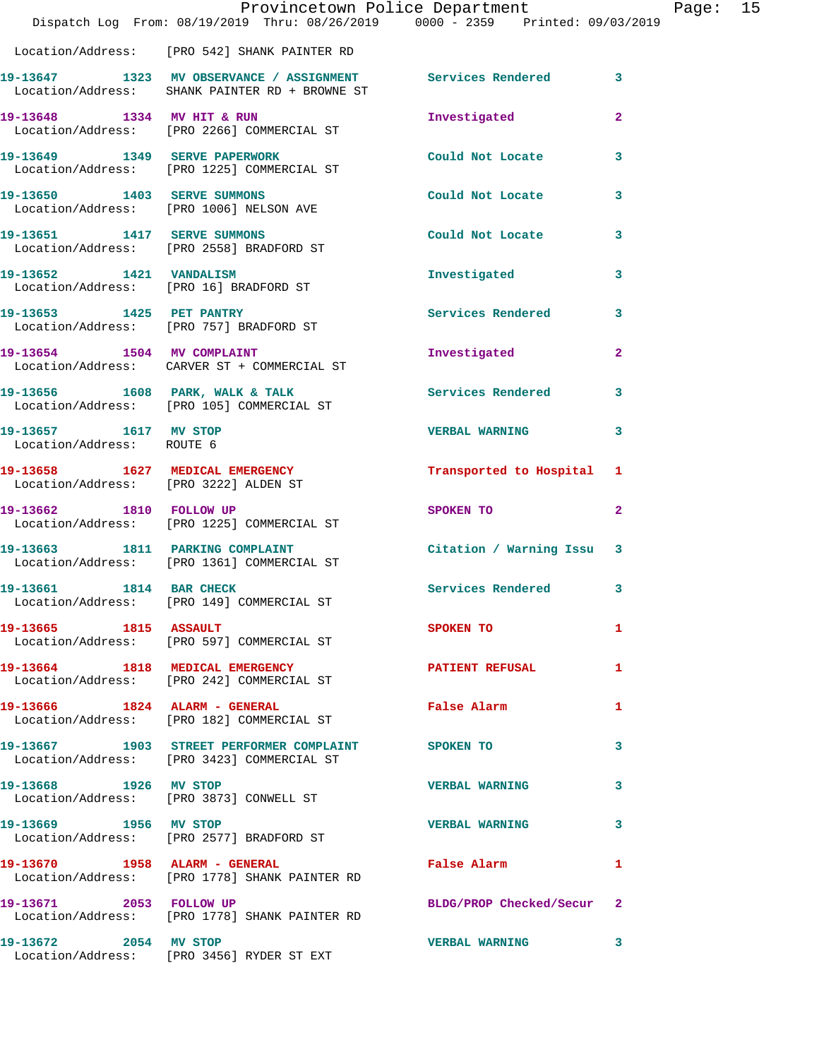Location/Address: [PRO 542] SHANK PAINTER RD

| Call # | Time | Type | Disposition | Priority |
|---|---|---|---|---|
| 19-13647 | 1323 | MV OBSERVANCE / ASSIGNMENT | Services Rendered | 3 |
| Location/Address: | SHANK PAINTER RD + BROWNE ST | | | |
| 19-13648 | 1334 | MV HIT & RUN | Investigated | 2 |
| Location/Address: | [PRO 2266] COMMERCIAL ST | | | |
| 19-13649 | 1349 | SERVE PAPERWORK | Could Not Locate | 3 |
| Location/Address: | [PRO 1225] COMMERCIAL ST | | | |
| 19-13650 | 1403 | SERVE SUMMONS | Could Not Locate | 3 |
| Location/Address: | [PRO 1006] NELSON AVE | | | |
| 19-13651 | 1417 | SERVE SUMMONS | Could Not Locate | 3 |
| Location/Address: | [PRO 2558] BRADFORD ST | | | |
| 19-13652 | 1421 | VANDALISM | Investigated | 3 |
| Location/Address: | [PRO 16] BRADFORD ST | | | |
| 19-13653 | 1425 | PET PANTRY | Services Rendered | 3 |
| Location/Address: | [PRO 757] BRADFORD ST | | | |
| 19-13654 | 1504 | MV COMPLAINT | Investigated | 2 |
| Location/Address: | CARVER ST + COMMERCIAL ST | | | |
| 19-13656 | 1608 | PARK, WALK & TALK | Services Rendered | 3 |
| Location/Address: | [PRO 105] COMMERCIAL ST | | | |
| 19-13657 | 1617 | MV STOP | VERBAL WARNING | 3 |
| Location/Address: | ROUTE 6 | | | |
| 19-13658 | 1627 | MEDICAL EMERGENCY | Transported to Hospital | 1 |
| Location/Address: | [PRO 3222] ALDEN ST | | | |
| 19-13662 | 1810 | FOLLOW UP | SPOKEN TO | 2 |
| Location/Address: | [PRO 1225] COMMERCIAL ST | | | |
| 19-13663 | 1811 | PARKING COMPLAINT | Citation / Warning Issu | 3 |
| Location/Address: | [PRO 1361] COMMERCIAL ST | | | |
| 19-13661 | 1814 | BAR CHECK | Services Rendered | 3 |
| Location/Address: | [PRO 149] COMMERCIAL ST | | | |
| 19-13665 | 1815 | ASSAULT | SPOKEN TO | 1 |
| Location/Address: | [PRO 597] COMMERCIAL ST | | | |
| 19-13664 | 1818 | MEDICAL EMERGENCY | PATIENT REFUSAL | 1 |
| Location/Address: | [PRO 242] COMMERCIAL ST | | | |
| 19-13666 | 1824 | ALARM - GENERAL | False Alarm | 1 |
| Location/Address: | [PRO 182] COMMERCIAL ST | | | |
| 19-13667 | 1903 | STREET PERFORMER COMPLAINT | SPOKEN TO | 3 |
| Location/Address: | [PRO 3423] COMMERCIAL ST | | | |
| 19-13668 | 1926 | MV STOP | VERBAL WARNING | 3 |
| Location/Address: | [PRO 3873] CONWELL ST | | | |
| 19-13669 | 1956 | MV STOP | VERBAL WARNING | 3 |
| Location/Address: | [PRO 2577] BRADFORD ST | | | |
| 19-13670 | 1958 | ALARM - GENERAL | False Alarm | 1 |
| Location/Address: | [PRO 1778] SHANK PAINTER RD | | | |
| 19-13671 | 2053 | FOLLOW UP | BLDG/PROP Checked/Secur | 2 |
| Location/Address: | [PRO 1778] SHANK PAINTER RD | | | |
| 19-13672 | 2054 | MV STOP | VERBAL WARNING | 3 |
| Location/Address: | [PRO 3456] RYDER ST EXT | | | |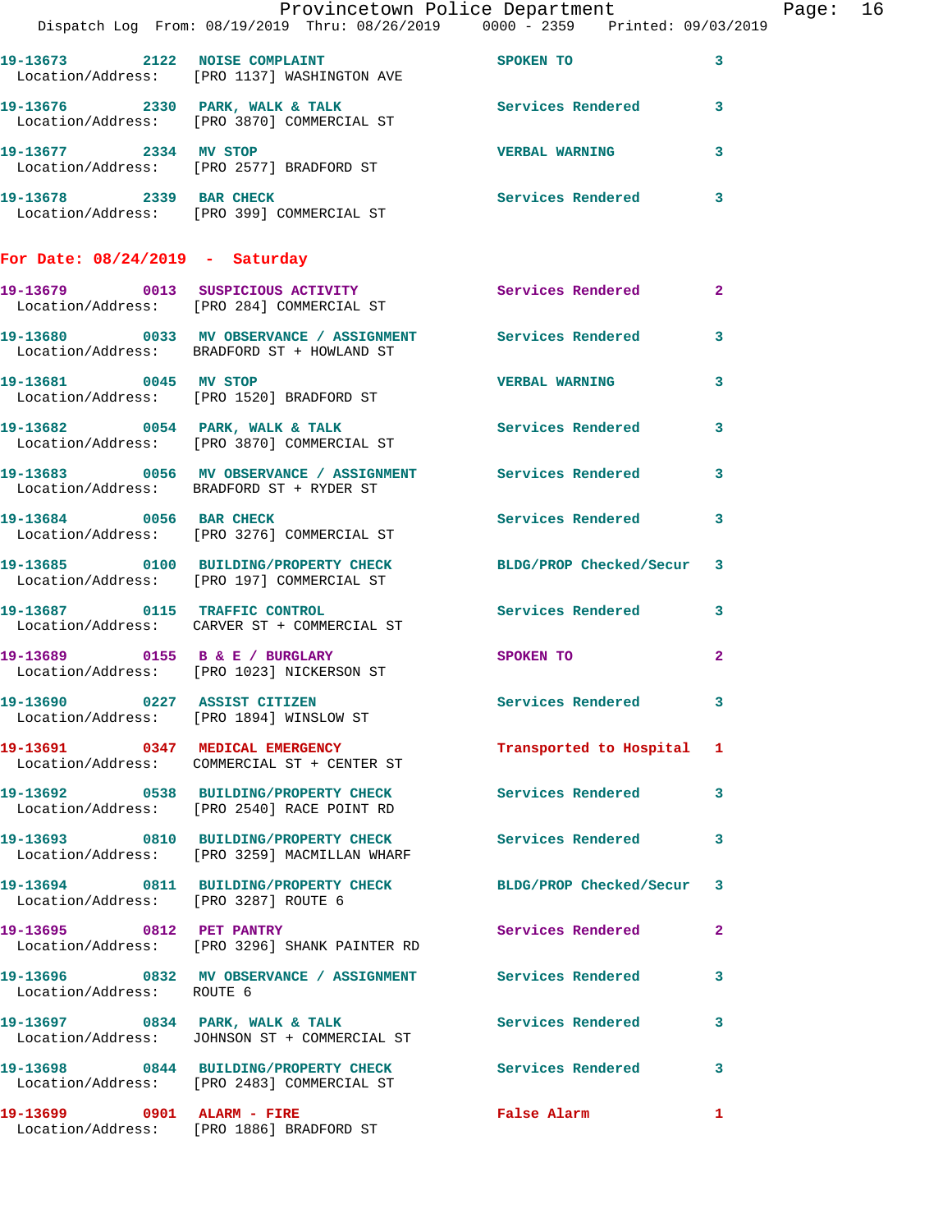19-13673 2122 NOISE COMPLAINT SPOKEN TO 3
Location/Address: [PRO 1137] WASHINGTON AVE

19-13676 2330 PARK, WALK & TALK Services Rendered 3
Location/Address: [PRO 3870] COMMERCIAL ST

19-13677 2334 MV STOP VERBAL WARNING 3
Location/Address: [PRO 2577] BRADFORD ST

19-13678 2339 BAR CHECK Services Rendered 3
Location/Address: [PRO 399] COMMERCIAL ST

**For Date: 08/24/2019 - Saturday**

19-13679 0013 SUSPICIOUS ACTIVITY Services Rendered 2
Location/Address: [PRO 284] COMMERCIAL ST

19-13680 0033 MV OBSERVANCE / ASSIGNMENT Services Rendered 3
Location/Address: BRADFORD ST + HOWLAND ST

19-13681 0045 MV STOP VERBAL WARNING 3
Location/Address: [PRO 1520] BRADFORD ST

19-13682 0054 PARK, WALK & TALK Services Rendered 3
Location/Address: [PRO 3870] COMMERCIAL ST

19-13683 0056 MV OBSERVANCE / ASSIGNMENT Services Rendered 3
Location/Address: BRADFORD ST + RYDER ST

19-13684 0056 BAR CHECK Services Rendered 3
Location/Address: [PRO 3276] COMMERCIAL ST

19-13685 0100 BUILDING/PROPERTY CHECK BLDG/PROP Checked/Secur 3
Location/Address: [PRO 197] COMMERCIAL ST

19-13687 0115 TRAFFIC CONTROL Services Rendered 3
Location/Address: CARVER ST + COMMERCIAL ST

19-13689 0155 B & E / BURGLARY SPOKEN TO 2
Location/Address: [PRO 1023] NICKERSON ST

19-13690 0227 ASSIST CITIZEN Services Rendered 3
Location/Address: [PRO 1894] WINSLOW ST

19-13691 0347 MEDICAL EMERGENCY Transported to Hospital 1
Location/Address: COMMERCIAL ST + CENTER ST

19-13692 0538 BUILDING/PROPERTY CHECK Services Rendered 3
Location/Address: [PRO 2540] RACE POINT RD

19-13693 0810 BUILDING/PROPERTY CHECK Services Rendered 3
Location/Address: [PRO 3259] MACMILLAN WHARF

19-13694 0811 BUILDING/PROPERTY CHECK BLDG/PROP Checked/Secur 3
Location/Address: [PRO 3287] ROUTE 6

19-13695 0812 PET PANTRY Services Rendered 2
Location/Address: [PRO 3296] SHANK PAINTER RD

19-13696 0832 MV OBSERVANCE / ASSIGNMENT Services Rendered 3
Location/Address: ROUTE 6

19-13697 0834 PARK, WALK & TALK Services Rendered 3
Location/Address: JOHNSON ST + COMMERCIAL ST

19-13698 0844 BUILDING/PROPERTY CHECK Services Rendered 3
Location/Address: [PRO 2483] COMMERCIAL ST

19-13699 0901 ALARM - FIRE False Alarm 1
Location/Address: [PRO 1886] BRADFORD ST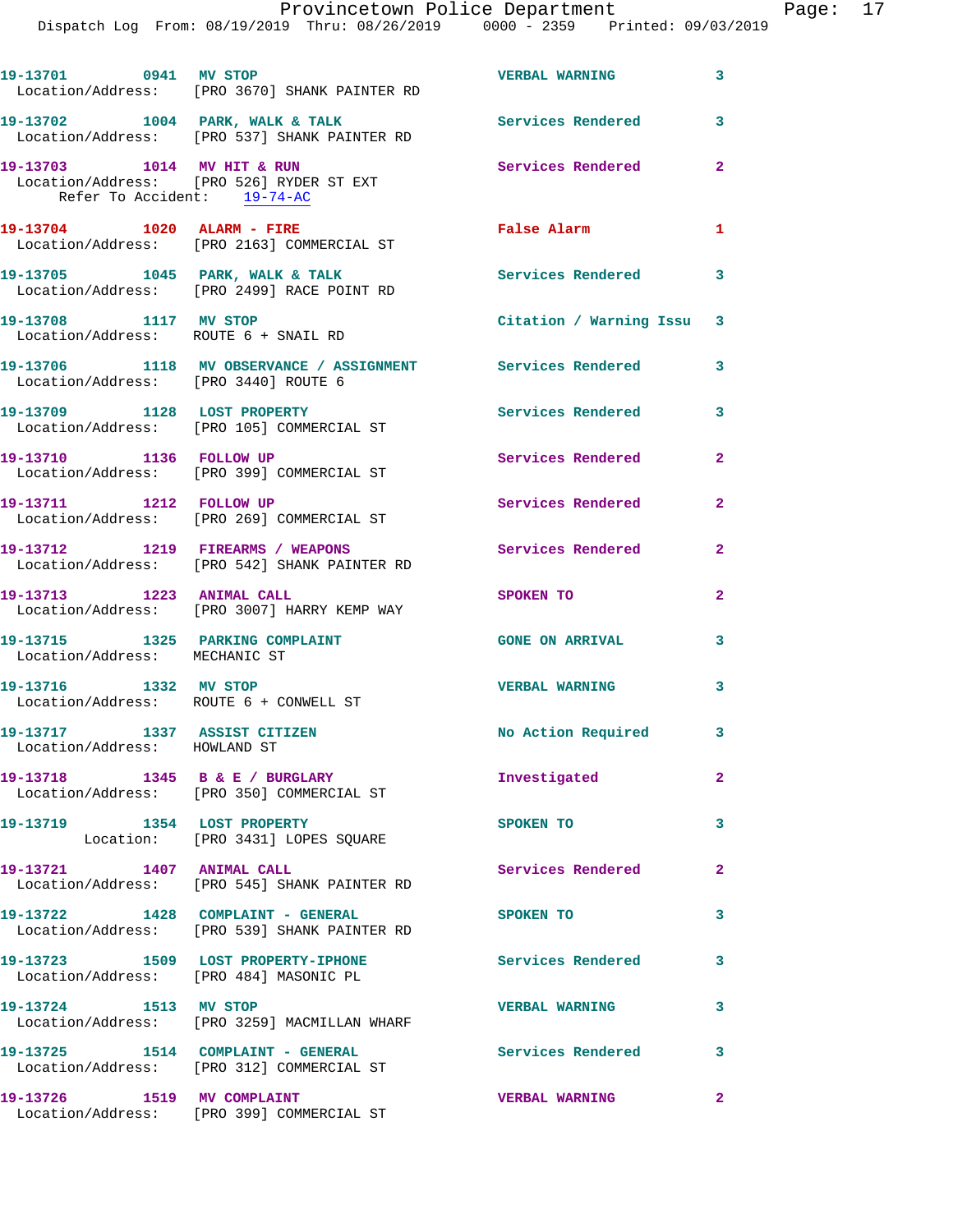19-13701 0941 MV STOP VERBAL WARNING 3
Location/Address: [PRO 3670] SHANK PAINTER RD

19-13702 1004 PARK, WALK & TALK Services Rendered 3
Location/Address: [PRO 537] SHANK PAINTER RD

19-13703 1014 MV HIT & RUN Services Rendered 2
Location/Address: [PRO 526] RYDER ST EXT
Refer To Accident: 19-74-AC

19-13704 1020 ALARM - FIRE False Alarm 1
Location/Address: [PRO 2163] COMMERCIAL ST

19-13705 1045 PARK, WALK & TALK Services Rendered 3
Location/Address: [PRO 2499] RACE POINT RD

19-13708 1117 MV STOP Citation / Warning Issu 3
Location/Address: ROUTE 6 + SNAIL RD

19-13706 1118 MV OBSERVANCE / ASSIGNMENT Services Rendered 3
Location/Address: [PRO 3440] ROUTE 6

19-13709 1128 LOST PROPERTY Services Rendered 3
Location/Address: [PRO 105] COMMERCIAL ST

19-13710 1136 FOLLOW UP Services Rendered 2
Location/Address: [PRO 399] COMMERCIAL ST

19-13711 1212 FOLLOW UP Services Rendered 2
Location/Address: [PRO 269] COMMERCIAL ST

19-13712 1219 FIREARMS / WEAPONS Services Rendered 2
Location/Address: [PRO 542] SHANK PAINTER RD

19-13713 1223 ANIMAL CALL SPOKEN TO 2
Location/Address: [PRO 3007] HARRY KEMP WAY

19-13715 1325 PARKING COMPLAINT GONE ON ARRIVAL 3
Location/Address: MECHANIC ST

19-13716 1332 MV STOP VERBAL WARNING 3
Location/Address: ROUTE 6 + CONWELL ST

19-13717 1337 ASSIST CITIZEN No Action Required 3
Location/Address: HOWLAND ST

19-13718 1345 B & E / BURGLARY Investigated 2
Location/Address: [PRO 350] COMMERCIAL ST

19-13719 1354 LOST PROPERTY SPOKEN TO 3
Location: [PRO 3431] LOPES SQUARE

19-13721 1407 ANIMAL CALL Services Rendered 2
Location/Address: [PRO 545] SHANK PAINTER RD

19-13722 1428 COMPLAINT - GENERAL SPOKEN TO 3
Location/Address: [PRO 539] SHANK PAINTER RD

19-13723 1509 LOST PROPERTY-IPHONE Services Rendered 3
Location/Address: [PRO 484] MASONIC PL

19-13724 1513 MV STOP VERBAL WARNING 3
Location/Address: [PRO 3259] MACMILLAN WHARF

19-13725 1514 COMPLAINT - GENERAL Services Rendered 3
Location/Address: [PRO 312] COMMERCIAL ST

19-13726 1519 MV COMPLAINT VERBAL WARNING 2
Location/Address: [PRO 399] COMMERCIAL ST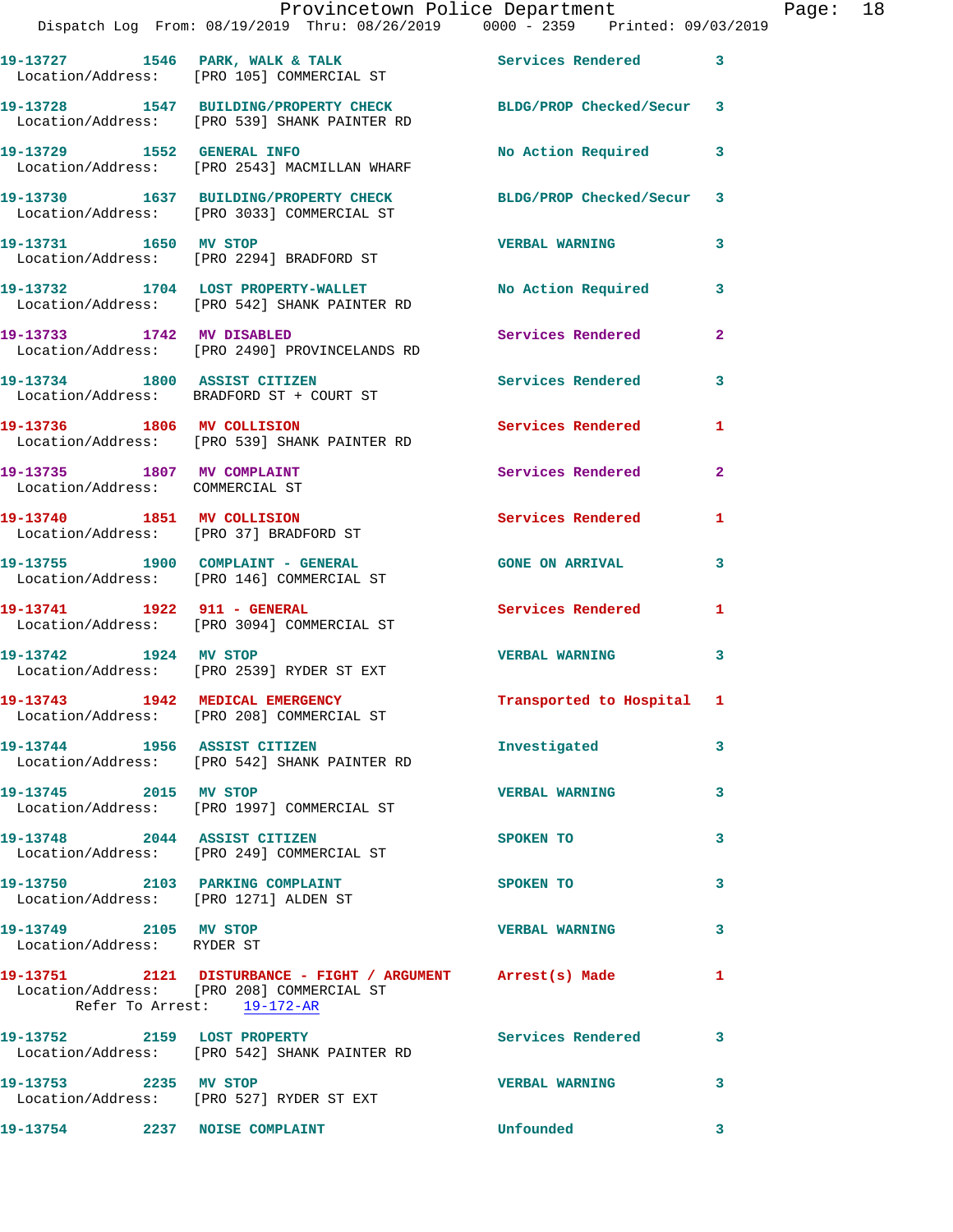19-13727 1546 PARK, WALK & TALK Services Rendered 3
Location/Address: [PRO 105] COMMERCIAL ST

19-13728 1547 BUILDING/PROPERTY CHECK BLDG/PROP Checked/Secur 3
Location/Address: [PRO 539] SHANK PAINTER RD

19-13729 1552 GENERAL INFO No Action Required 3
Location/Address: [PRO 2543] MACMILLAN WHARF

19-13730 1637 BUILDING/PROPERTY CHECK BLDG/PROP Checked/Secur 3
Location/Address: [PRO 3033] COMMERCIAL ST

19-13731 1650 MV STOP VERBAL WARNING 3
Location/Address: [PRO 2294] BRADFORD ST

19-13732 1704 LOST PROPERTY-WALLET No Action Required 3
Location/Address: [PRO 542] SHANK PAINTER RD

19-13733 1742 MV DISABLED Services Rendered 2
Location/Address: [PRO 2490] PROVINCELANDS RD

19-13734 1800 ASSIST CITIZEN Services Rendered 3
Location/Address: BRADFORD ST + COURT ST

19-13736 1806 MV COLLISION Services Rendered 1
Location/Address: [PRO 539] SHANK PAINTER RD

19-13735 1807 MV COMPLAINT Services Rendered 2
Location/Address: COMMERCIAL ST

19-13740 1851 MV COLLISION Services Rendered 1
Location/Address: [PRO 37] BRADFORD ST

19-13755 1900 COMPLAINT - GENERAL GONE ON ARRIVAL 3
Location/Address: [PRO 146] COMMERCIAL ST

19-13741 1922 911 - GENERAL Services Rendered 1
Location/Address: [PRO 3094] COMMERCIAL ST

19-13742 1924 MV STOP VERBAL WARNING 3
Location/Address: [PRO 2539] RYDER ST EXT

19-13743 1942 MEDICAL EMERGENCY Transported to Hospital 1
Location/Address: [PRO 208] COMMERCIAL ST

19-13744 1956 ASSIST CITIZEN Investigated 3
Location/Address: [PRO 542] SHANK PAINTER RD

19-13745 2015 MV STOP VERBAL WARNING 3
Location/Address: [PRO 1997] COMMERCIAL ST

19-13748 2044 ASSIST CITIZEN SPOKEN TO 3
Location/Address: [PRO 249] COMMERCIAL ST

19-13750 2103 PARKING COMPLAINT SPOKEN TO 3
Location/Address: [PRO 1271] ALDEN ST

19-13749 2105 MV STOP VERBAL WARNING 3
Location/Address: RYDER ST

19-13751 2121 DISTURBANCE - FIGHT / ARGUMENT Arrest(s) Made 1
Location/Address: [PRO 208] COMMERCIAL ST
Refer To Arrest: 19-172-AR

19-13752 2159 LOST PROPERTY Services Rendered 3
Location/Address: [PRO 542] SHANK PAINTER RD

19-13753 2235 MV STOP VERBAL WARNING 3
Location/Address: [PRO 527] RYDER ST EXT

19-13754 2237 NOISE COMPLAINT Unfounded 3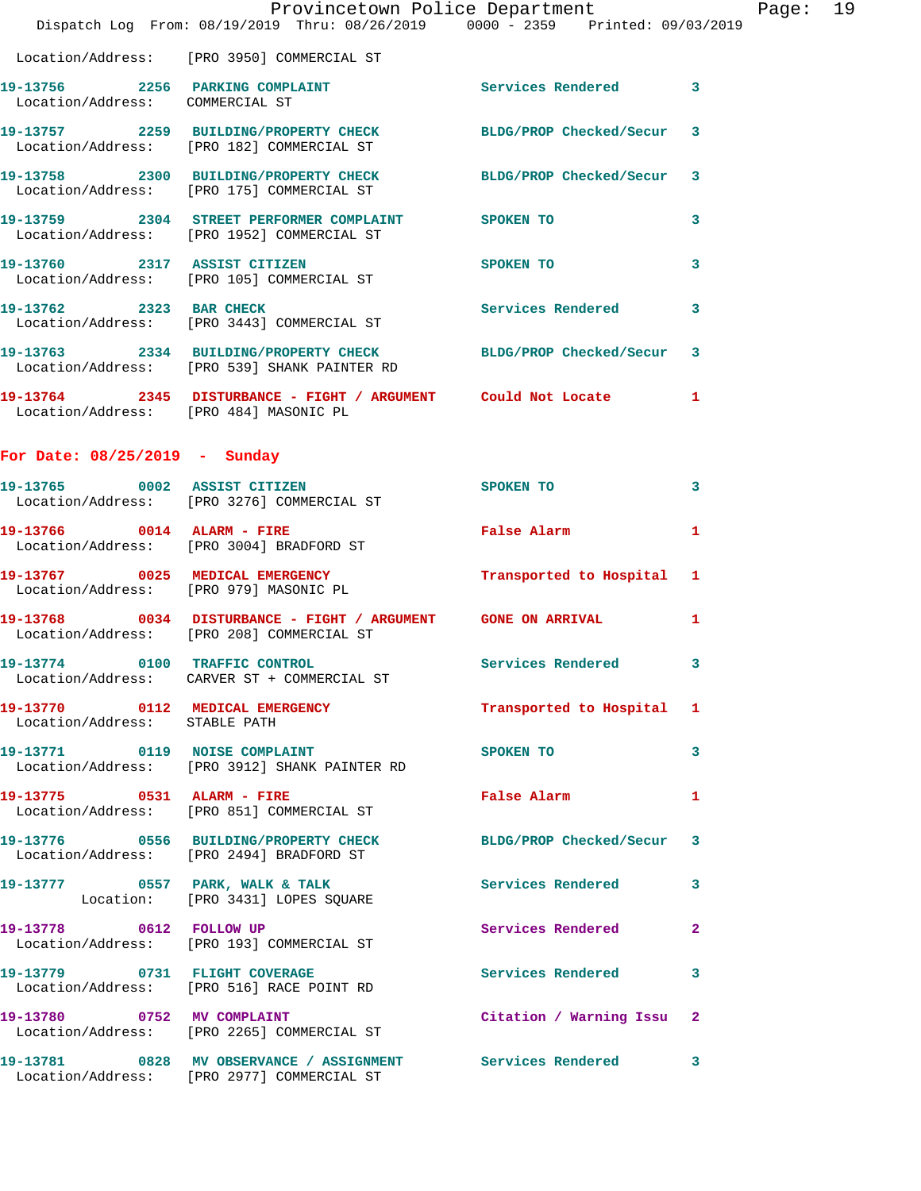Location/Address: [PRO 3950] COMMERCIAL ST

**19-13756** 2256 **PARKING COMPLAINT** Services Rendered 3
Location/Address: COMMERCIAL ST

**19-13757** 2259 **BUILDING/PROPERTY CHECK** BLDG/PROP Checked/Secur 3
Location/Address: [PRO 182] COMMERCIAL ST

**19-13758** 2300 **BUILDING/PROPERTY CHECK** BLDG/PROP Checked/Secur 3
Location/Address: [PRO 175] COMMERCIAL ST

**19-13759** 2304 **STREET PERFORMER COMPLAINT** SPOKEN TO 3
Location/Address: [PRO 1952] COMMERCIAL ST

**19-13760** 2317 **ASSIST CITIZEN** SPOKEN TO 3
Location/Address: [PRO 105] COMMERCIAL ST

**19-13762** 2323 **BAR CHECK** Services Rendered 3
Location/Address: [PRO 3443] COMMERCIAL ST

**19-13763** 2334 **BUILDING/PROPERTY CHECK** BLDG/PROP Checked/Secur 3
Location/Address: [PRO 539] SHANK PAINTER RD

**19-13764** 2345 **DISTURBANCE - FIGHT / ARGUMENT** Could Not Locate 1
Location/Address: [PRO 484] MASONIC PL

## For Date: 08/25/2019 - Sunday

**19-13765** 0002 **ASSIST CITIZEN** SPOKEN TO 3
Location/Address: [PRO 3276] COMMERCIAL ST

**19-13766** 0014 **ALARM - FIRE** False Alarm 1
Location/Address: [PRO 3004] BRADFORD ST

**19-13767** 0025 **MEDICAL EMERGENCY** Transported to Hospital 1
Location/Address: [PRO 979] MASONIC PL

**19-13768** 0034 **DISTURBANCE - FIGHT / ARGUMENT** GONE ON ARRIVAL 1
Location/Address: [PRO 208] COMMERCIAL ST

**19-13774** 0100 **TRAFFIC CONTROL** Services Rendered 3
Location/Address: CARVER ST + COMMERCIAL ST

**19-13770** 0112 **MEDICAL EMERGENCY** Transported to Hospital 1
Location/Address: STABLE PATH

**19-13771** 0119 **NOISE COMPLAINT** SPOKEN TO 3
Location/Address: [PRO 3912] SHANK PAINTER RD

**19-13775** 0531 **ALARM - FIRE** False Alarm 1
Location/Address: [PRO 851] COMMERCIAL ST

**19-13776** 0556 **BUILDING/PROPERTY CHECK** BLDG/PROP Checked/Secur 3
Location/Address: [PRO 2494] BRADFORD ST

**19-13777** 0557 **PARK, WALK & TALK** Services Rendered 3
Location: [PRO 3431] LOPES SQUARE

**19-13778** 0612 **FOLLOW UP** Services Rendered 2
Location/Address: [PRO 193] COMMERCIAL ST

**19-13779** 0731 **FLIGHT COVERAGE** Services Rendered 3
Location/Address: [PRO 516] RACE POINT RD

**19-13780** 0752 **MV COMPLAINT** Citation / Warning Issu 2
Location/Address: [PRO 2265] COMMERCIAL ST

**19-13781** 0828 **MV OBSERVANCE / ASSIGNMENT** Services Rendered 3
Location/Address: [PRO 2977] COMMERCIAL ST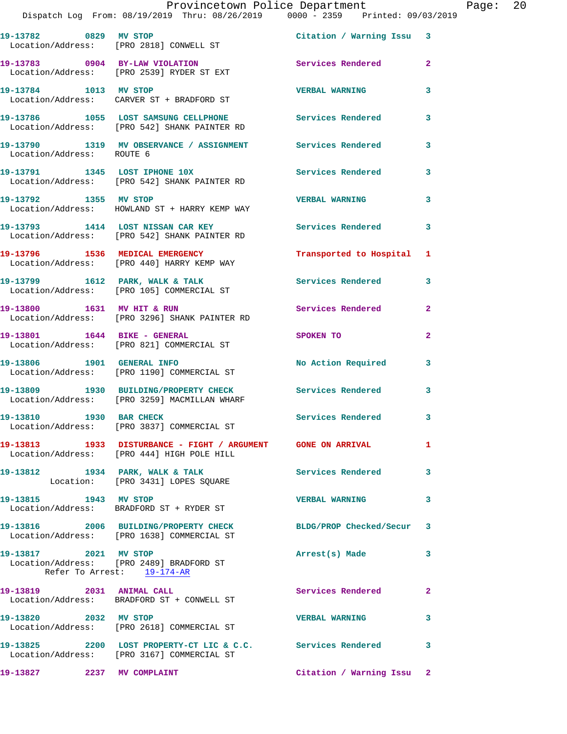Provincetown Police Department
Dispatch Log From: 08/19/2019 Thru: 08/26/2019 0000 - 2359 Printed: 09/03/2019

**19-13782** 0829 **MV STOP** Citation / Warning Issu 3
Location/Address: [PRO 2818] CONWELL ST

**19-13783** 0904 **BY-LAW VIOLATION** Services Rendered 2
Location/Address: [PRO 2539] RYDER ST EXT

**19-13784** 1013 **MV STOP** VERBAL WARNING 3
Location/Address: CARVER ST + BRADFORD ST

**19-13786** 1055 **LOST SAMSUNG CELLPHONE** Services Rendered 3
Location/Address: [PRO 542] SHANK PAINTER RD

**19-13790** 1319 **MV OBSERVANCE / ASSIGNMENT** Services Rendered 3
Location/Address: ROUTE 6

**19-13791** 1345 **LOST IPHONE 10X** Services Rendered 3
Location/Address: [PRO 542] SHANK PAINTER RD

**19-13792** 1355 **MV STOP** VERBAL WARNING 3
Location/Address: HOWLAND ST + HARRY KEMP WAY

**19-13793** 1414 **LOST NISSAN CAR KEY** Services Rendered 3
Location/Address: [PRO 542] SHANK PAINTER RD

**19-13796** 1536 **MEDICAL EMERGENCY** Transported to Hospital 1
Location/Address: [PRO 440] HARRY KEMP WAY

**19-13799** 1612 **PARK, WALK & TALK** Services Rendered 3
Location/Address: [PRO 105] COMMERCIAL ST

**19-13800** 1631 **MV HIT & RUN** Services Rendered 2
Location/Address: [PRO 3296] SHANK PAINTER RD

**19-13801** 1644 **BIKE - GENERAL** SPOKEN TO 2
Location/Address: [PRO 821] COMMERCIAL ST

**19-13806** 1901 **GENERAL INFO** No Action Required 3
Location/Address: [PRO 1190] COMMERCIAL ST

**19-13809** 1930 **BUILDING/PROPERTY CHECK** Services Rendered 3
Location/Address: [PRO 3259] MACMILLAN WHARF

**19-13810** 1930 **BAR CHECK** Services Rendered 3
Location/Address: [PRO 3837] COMMERCIAL ST

**19-13813** 1933 **DISTURBANCE - FIGHT / ARGUMENT** GONE ON ARRIVAL 1
Location/Address: [PRO 444] HIGH POLE HILL

**19-13812** 1934 **PARK, WALK & TALK** Services Rendered 3
Location: [PRO 3431] LOPES SQUARE

**19-13815** 1943 **MV STOP** VERBAL WARNING 3
Location/Address: BRADFORD ST + RYDER ST

**19-13816** 2006 **BUILDING/PROPERTY CHECK** BLDG/PROP Checked/Secur 3
Location/Address: [PRO 1638] COMMERCIAL ST

**19-13817** 2021 **MV STOP** Arrest(s) Made 3
Location/Address: [PRO 2489] BRADFORD ST
Refer To Arrest: 19-174-AR

**19-13819** 2031 **ANIMAL CALL** Services Rendered 2
Location/Address: BRADFORD ST + CONWELL ST

**19-13820** 2032 **MV STOP** VERBAL WARNING 3
Location/Address: [PRO 2618] COMMERCIAL ST

**19-13825** 2200 **LOST PROPERTY-CT LIC & C.C.** Services Rendered 3
Location/Address: [PRO 3167] COMMERCIAL ST

**19-13827** 2237 **MV COMPLAINT** Citation / Warning Issu 2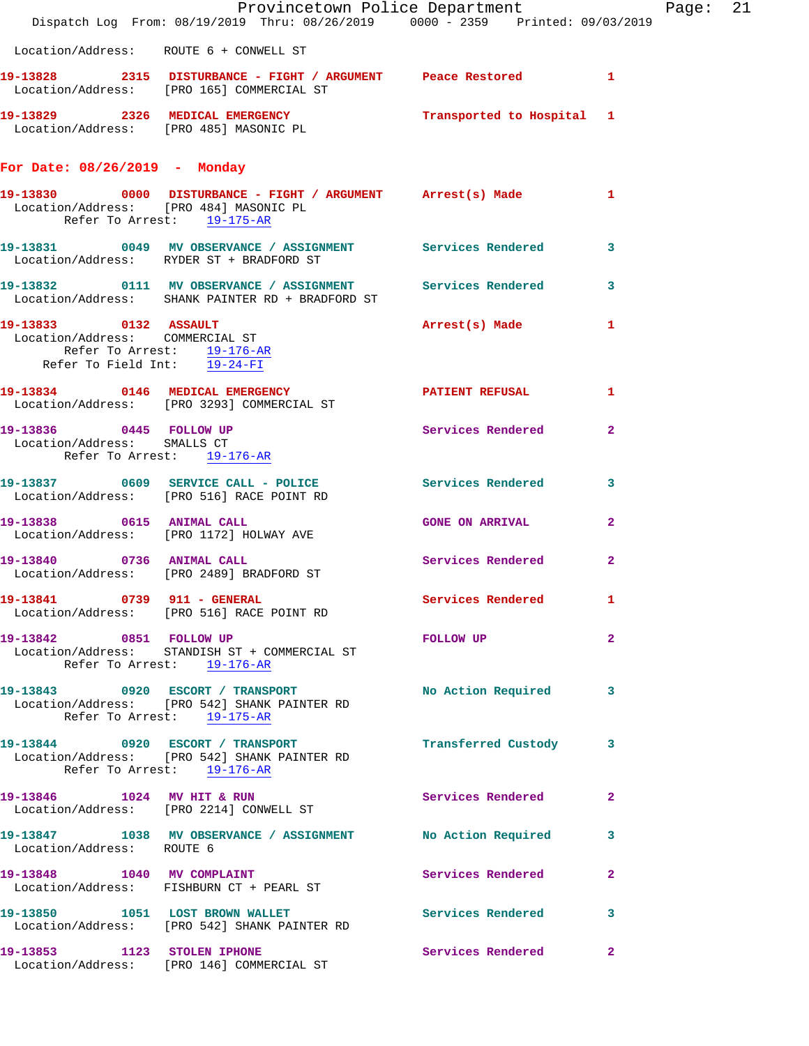Location/Address: ROUTE 6 + CONWELL ST

**19-13828 2315 DISTURBANCE - FIGHT / ARGUMENT** Peace Restored 1
Location/Address: [PRO 165] COMMERCIAL ST

**19-13829 2326 MEDICAL EMERGENCY** Transported to Hospital 1
Location/Address: [PRO 485] MASONIC PL

## For Date: 08/26/2019 - Monday

**19-13830 0000 DISTURBANCE - FIGHT / ARGUMENT** Arrest(s) Made 1
Location/Address: [PRO 484] MASONIC PL
Refer To Arrest: 19-175-AR

**19-13831 0049 MV OBSERVANCE / ASSIGNMENT** Services Rendered 3
Location/Address: RYDER ST + BRADFORD ST

**19-13832 0111 MV OBSERVANCE / ASSIGNMENT** Services Rendered 3
Location/Address: SHANK PAINTER RD + BRADFORD ST

**19-13833 0132 ASSAULT** Arrest(s) Made 1
Location/Address: COMMERCIAL ST
Refer To Arrest: 19-176-AR
Refer To Field Int: 19-24-FI

**19-13834 0146 MEDICAL EMERGENCY** PATIENT REFUSAL 1
Location/Address: [PRO 3293] COMMERCIAL ST

**19-13836 0445 FOLLOW UP** Services Rendered 2
Location/Address: SMALLS CT
Refer To Arrest: 19-176-AR

**19-13837 0609 SERVICE CALL - POLICE** Services Rendered 3
Location/Address: [PRO 516] RACE POINT RD

**19-13838 0615 ANIMAL CALL** GONE ON ARRIVAL 2
Location/Address: [PRO 1172] HOLWAY AVE

**19-13840 0736 ANIMAL CALL** Services Rendered 2
Location/Address: [PRO 2489] BRADFORD ST

**19-13841 0739 911 - GENERAL** Services Rendered 1
Location/Address: [PRO 516] RACE POINT RD

**19-13842 0851 FOLLOW UP** FOLLOW UP 2
Location/Address: STANDISH ST + COMMERCIAL ST
Refer To Arrest: 19-176-AR

**19-13843 0920 ESCORT / TRANSPORT** No Action Required 3
Location/Address: [PRO 542] SHANK PAINTER RD
Refer To Arrest: 19-175-AR

**19-13844 0920 ESCORT / TRANSPORT** Transferred Custody 3
Location/Address: [PRO 542] SHANK PAINTER RD
Refer To Arrest: 19-176-AR

**19-13846 1024 MV HIT & RUN** Services Rendered 2
Location/Address: [PRO 2214] CONWELL ST

**19-13847 1038 MV OBSERVANCE / ASSIGNMENT** No Action Required 3
Location/Address: ROUTE 6

**19-13848 1040 MV COMPLAINT** Services Rendered 2
Location/Address: FISHBURN CT + PEARL ST

**19-13850 1051 LOST BROWN WALLET** Services Rendered 3
Location/Address: [PRO 542] SHANK PAINTER RD

**19-13853 1123 STOLEN IPHONE** Services Rendered 2
Location/Address: [PRO 146] COMMERCIAL ST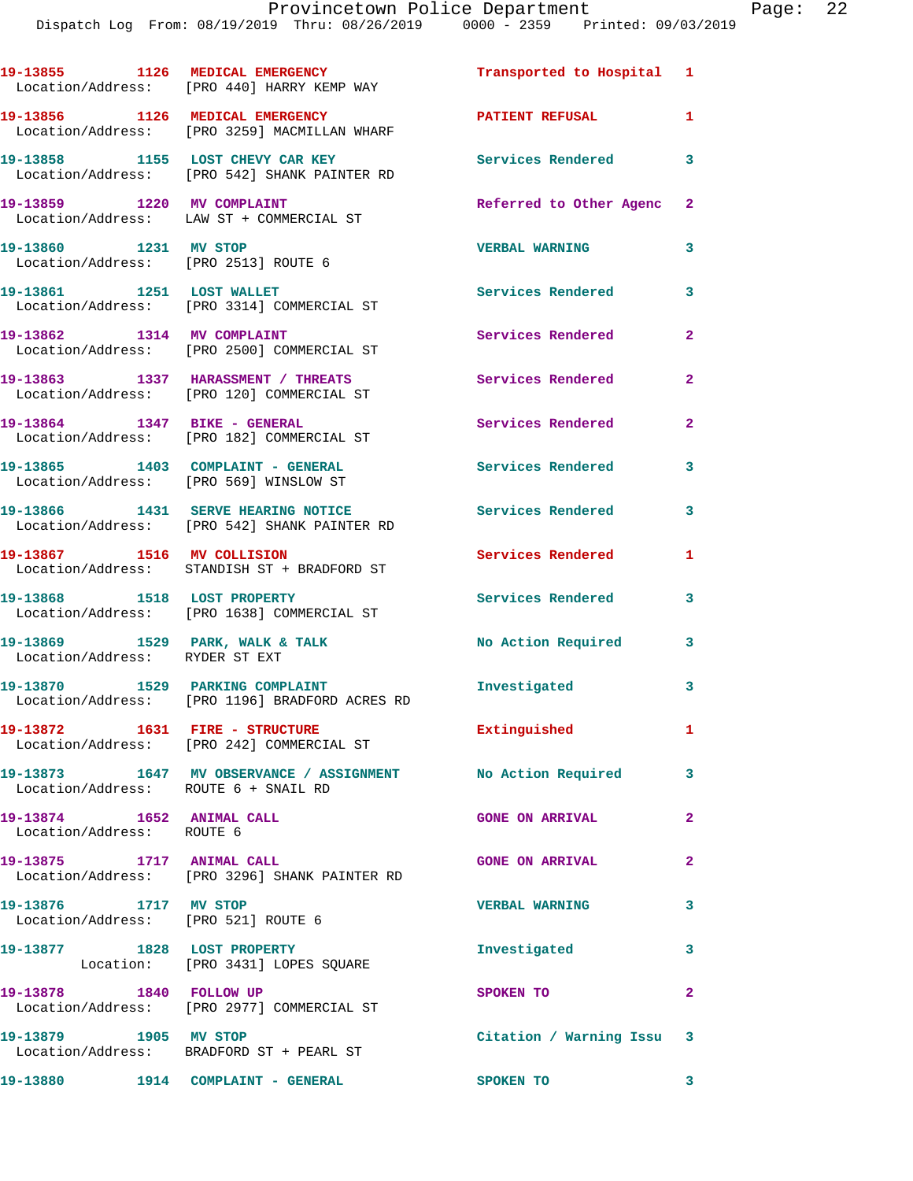19-13855 1126 MEDICAL EMERGENCY Transported to Hospital 1
Location/Address: [PRO 440] HARRY KEMP WAY

19-13856 1126 MEDICAL EMERGENCY PATIENT REFUSAL 1
Location/Address: [PRO 3259] MACMILLAN WHARF

19-13858 1155 LOST CHEVY CAR KEY Services Rendered 3
Location/Address: [PRO 542] SHANK PAINTER RD

19-13859 1220 MV COMPLAINT Referred to Other Agenc 2
Location/Address: LAW ST + COMMERCIAL ST

19-13860 1231 MV STOP VERBAL WARNING 3
Location/Address: [PRO 2513] ROUTE 6

19-13861 1251 LOST WALLET Services Rendered 3
Location/Address: [PRO 3314] COMMERCIAL ST

19-13862 1314 MV COMPLAINT Services Rendered 2
Location/Address: [PRO 2500] COMMERCIAL ST

19-13863 1337 HARASSMENT / THREATS Services Rendered 2
Location/Address: [PRO 120] COMMERCIAL ST

19-13864 1347 BIKE - GENERAL Services Rendered 2
Location/Address: [PRO 182] COMMERCIAL ST

19-13865 1403 COMPLAINT - GENERAL Services Rendered 3
Location/Address: [PRO 569] WINSLOW ST

19-13866 1431 SERVE HEARING NOTICE Services Rendered 3
Location/Address: [PRO 542] SHANK PAINTER RD

19-13867 1516 MV COLLISION Services Rendered 1
Location/Address: STANDISH ST + BRADFORD ST

19-13868 1518 LOST PROPERTY Services Rendered 3
Location/Address: [PRO 1638] COMMERCIAL ST

19-13869 1529 PARK, WALK & TALK No Action Required 3
Location/Address: RYDER ST EXT

19-13870 1529 PARKING COMPLAINT Investigated 3
Location/Address: [PRO 1196] BRADFORD ACRES RD

19-13872 1631 FIRE - STRUCTURE Extinguished 1
Location/Address: [PRO 242] COMMERCIAL ST

19-13873 1647 MV OBSERVANCE / ASSIGNMENT No Action Required 3
Location/Address: ROUTE 6 + SNAIL RD

19-13874 1652 ANIMAL CALL GONE ON ARRIVAL 2
Location/Address: ROUTE 6

19-13875 1717 ANIMAL CALL GONE ON ARRIVAL 2
Location/Address: [PRO 3296] SHANK PAINTER RD

19-13876 1717 MV STOP VERBAL WARNING 3
Location/Address: [PRO 521] ROUTE 6

19-13877 1828 LOST PROPERTY Investigated 3
Location: [PRO 3431] LOPES SQUARE

19-13878 1840 FOLLOW UP SPOKEN TO 2
Location/Address: [PRO 2977] COMMERCIAL ST

19-13879 1905 MV STOP Citation / Warning Issu 3
Location/Address: BRADFORD ST + PEARL ST

19-13880 1914 COMPLAINT - GENERAL SPOKEN TO 3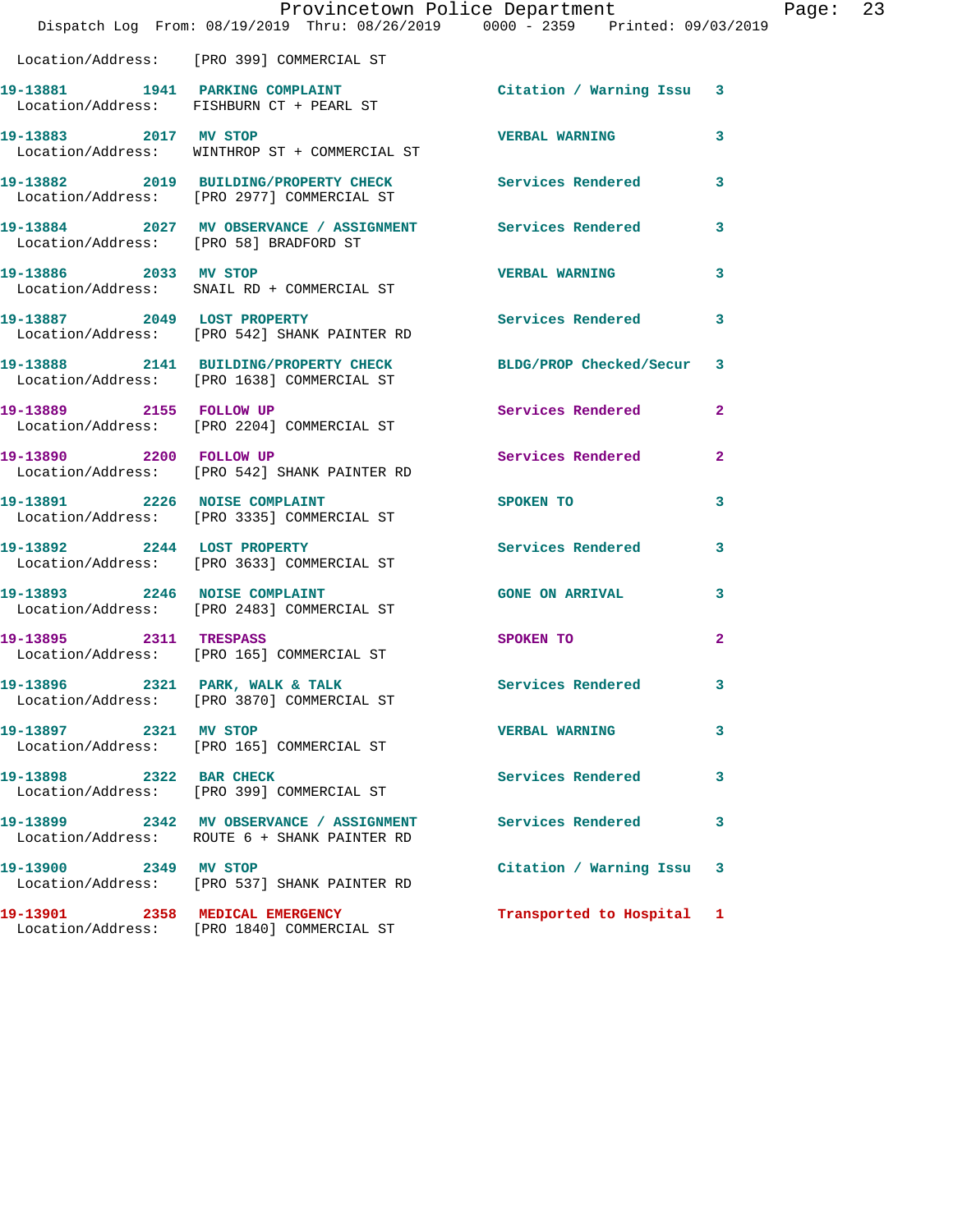Location/Address: [PRO 399] COMMERCIAL ST

| | | | | |
|---|---|---|---|---|
| 19-13881 | 1941 | PARKING COMPLAINT | Citation / Warning Issu | 3 |
| Location/Address: | FISHBURN CT + PEARL ST | | | |
| 19-13883 | 2017 | MV STOP | VERBAL WARNING | 3 |
| Location/Address: | WINTHROP ST + COMMERCIAL ST | | | |
| 19-13882 | 2019 | BUILDING/PROPERTY CHECK | Services Rendered | 3 |
| Location/Address: | [PRO 2977] COMMERCIAL ST | | | |
| 19-13884 | 2027 | MV OBSERVANCE / ASSIGNMENT | Services Rendered | 3 |
| Location/Address: | [PRO 58] BRADFORD ST | | | |
| 19-13886 | 2033 | MV STOP | VERBAL WARNING | 3 |
| Location/Address: | SNAIL RD + COMMERCIAL ST | | | |
| 19-13887 | 2049 | LOST PROPERTY | Services Rendered | 3 |
| Location/Address: | [PRO 542] SHANK PAINTER RD | | | |
| 19-13888 | 2141 | BUILDING/PROPERTY CHECK | BLDG/PROP Checked/Secur | 3 |
| Location/Address: | [PRO 1638] COMMERCIAL ST | | | |
| 19-13889 | 2155 | FOLLOW UP | Services Rendered | 2 |
| Location/Address: | [PRO 2204] COMMERCIAL ST | | | |
| 19-13890 | 2200 | FOLLOW UP | Services Rendered | 2 |
| Location/Address: | [PRO 542] SHANK PAINTER RD | | | |
| 19-13891 | 2226 | NOISE COMPLAINT | SPOKEN TO | 3 |
| Location/Address: | [PRO 3335] COMMERCIAL ST | | | |
| 19-13892 | 2244 | LOST PROPERTY | Services Rendered | 3 |
| Location/Address: | [PRO 3633] COMMERCIAL ST | | | |
| 19-13893 | 2246 | NOISE COMPLAINT | GONE ON ARRIVAL | 3 |
| Location/Address: | [PRO 2483] COMMERCIAL ST | | | |
| 19-13895 | 2311 | TRESPASS | SPOKEN TO | 2 |
| Location/Address: | [PRO 165] COMMERCIAL ST | | | |
| 19-13896 | 2321 | PARK, WALK & TALK | Services Rendered | 3 |
| Location/Address: | [PRO 3870] COMMERCIAL ST | | | |
| 19-13897 | 2321 | MV STOP | VERBAL WARNING | 3 |
| Location/Address: | [PRO 165] COMMERCIAL ST | | | |
| 19-13898 | 2322 | BAR CHECK | Services Rendered | 3 |
| Location/Address: | [PRO 399] COMMERCIAL ST | | | |
| 19-13899 | 2342 | MV OBSERVANCE / ASSIGNMENT | Services Rendered | 3 |
| Location/Address: | ROUTE 6 + SHANK PAINTER RD | | | |
| 19-13900 | 2349 | MV STOP | Citation / Warning Issu | 3 |
| Location/Address: | [PRO 537] SHANK PAINTER RD | | | |
| 19-13901 | 2358 | MEDICAL EMERGENCY | Transported to Hospital | 1 |
| Location/Address: | [PRO 1840] COMMERCIAL ST | | | |